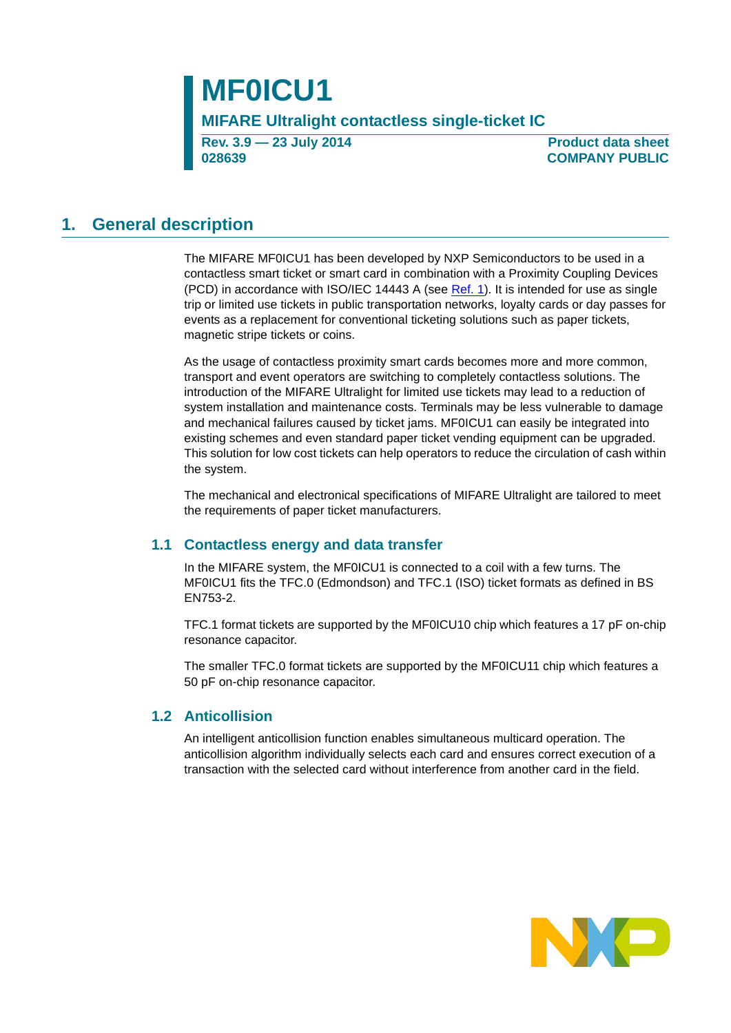# MF0ICU1

**MIFARE Ultralight contactless single-ticket IC**

**Rev. 3.9 — 23 July 2014**
**028639**

**Product data sheet**
**COMPANY PUBLIC**

## 1. General description

The MIFARE MF0ICU1 has been developed by NXP Semiconductors to be used in a contactless smart ticket or smart card in combination with a Proximity Coupling Devices (PCD) in accordance with ISO/IEC 14443 A (see Ref. 1). It is intended for use as single trip or limited use tickets in public transportation networks, loyalty cards or day passes for events as a replacement for conventional ticketing solutions such as paper tickets, magnetic stripe tickets or coins.

As the usage of contactless proximity smart cards becomes more and more common, transport and event operators are switching to completely contactless solutions. The introduction of the MIFARE Ultralight for limited use tickets may lead to a reduction of system installation and maintenance costs. Terminals may be less vulnerable to damage and mechanical failures caused by ticket jams. MF0ICU1 can easily be integrated into existing schemes and even standard paper ticket vending equipment can be upgraded. This solution for low cost tickets can help operators to reduce the circulation of cash within the system.

The mechanical and electronical specifications of MIFARE Ultralight are tailored to meet the requirements of paper ticket manufacturers.

### 1.1 Contactless energy and data transfer

In the MIFARE system, the MF0ICU1 is connected to a coil with a few turns. The MF0ICU1 fits the TFC.0 (Edmondson) and TFC.1 (ISO) ticket formats as defined in BS EN753-2.

TFC.1 format tickets are supported by the MF0ICU10 chip which features a 17 pF on-chip resonance capacitor.

The smaller TFC.0 format tickets are supported by the MF0ICU11 chip which features a 50 pF on-chip resonance capacitor.

### 1.2 Anticollision

An intelligent anticollision function enables simultaneous multicard operation. The anticollision algorithm individually selects each card and ensures correct execution of a transaction with the selected card without interference from another card in the field.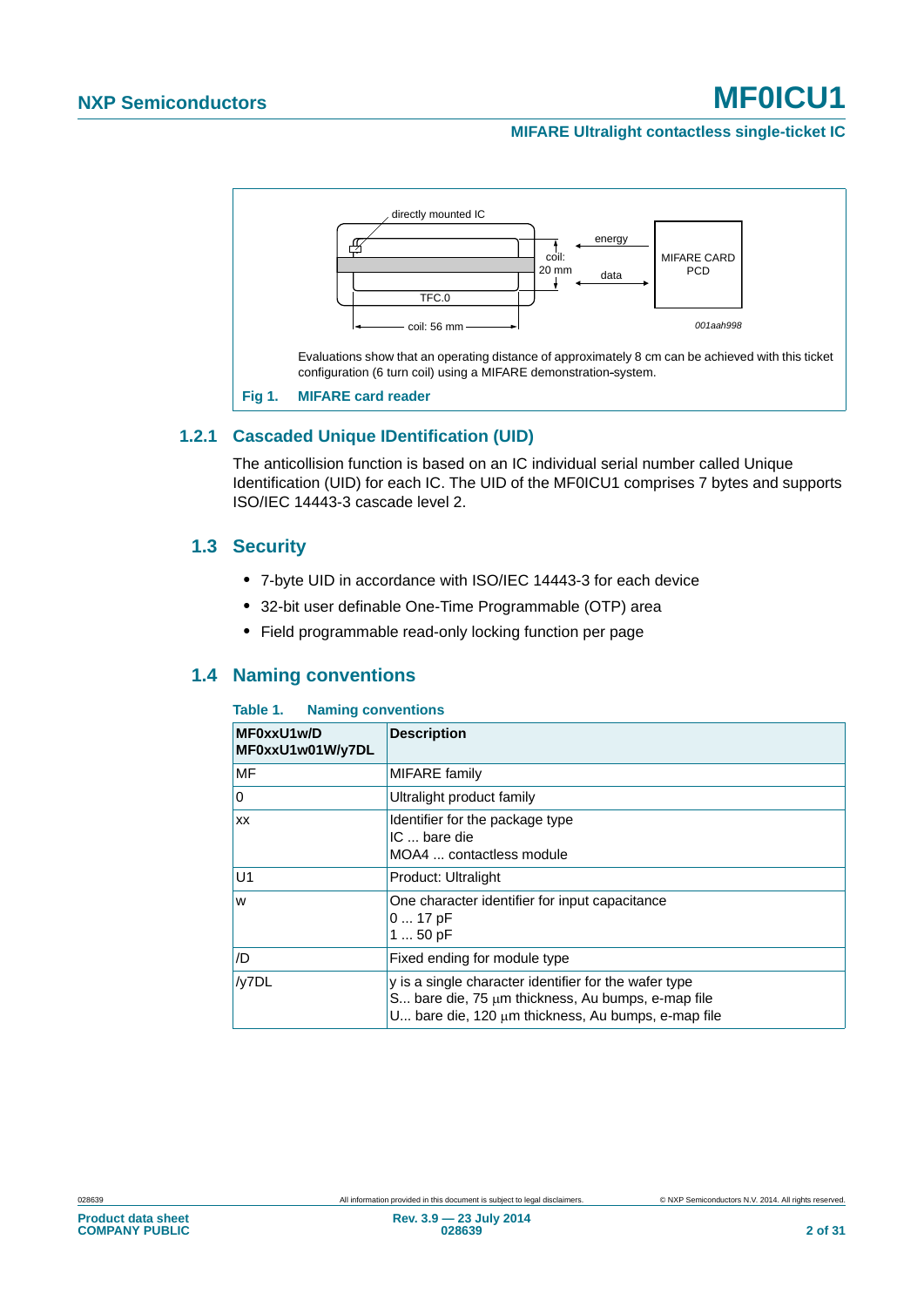directly mounted IC

energy

coil: 20 mm

MIFARE CARD PCD

data

TFC.0

coil: 56 mm

001aah998

Evaluations show that an operating distance of approximately 8 cm can be achieved with this ticket configuration (6 turn coil) using a MIFARE demonstration-system.

**Fig 1. MIFARE card reader**

### 1.2.1 Cascaded Unique IDentification (UID)

The anticollision function is based on an IC individual serial number called Unique Identification (UID) for each IC. The UID of the MF0ICU1 comprises 7 bytes and supports ISO/IEC 14443-3 cascade level 2.

## 1.3 Security

- 7-byte UID in accordance with ISO/IEC 14443-3 for each device
- 32-bit user definable One-Time Programmable (OTP) area
- Field programmable read-only locking function per page

## 1.4 Naming conventions

**Table 1. Naming conventions**

| MF0xxU1w/D MF0xxU1w01W/y7DL | Description |
|---|---|
| MF | MIFARE family |
| 0 | Ultralight product family |
| xx | Identifier for the package type<br>IC ... bare die<br>MOA4 ... contactless module |
| U1 | Product: Ultralight |
| w | One character identifier for input capacitance<br>0 ... 17 pF<br>1 ... 50 pF |
| /D | Fixed ending for module type |
| /y7DL | y is a single character identifier for the wafer type<br>S... bare die, 75 μm thickness, Au bumps, e-map file<br>U... bare die, 120 μm thickness, Au bumps, e-map file |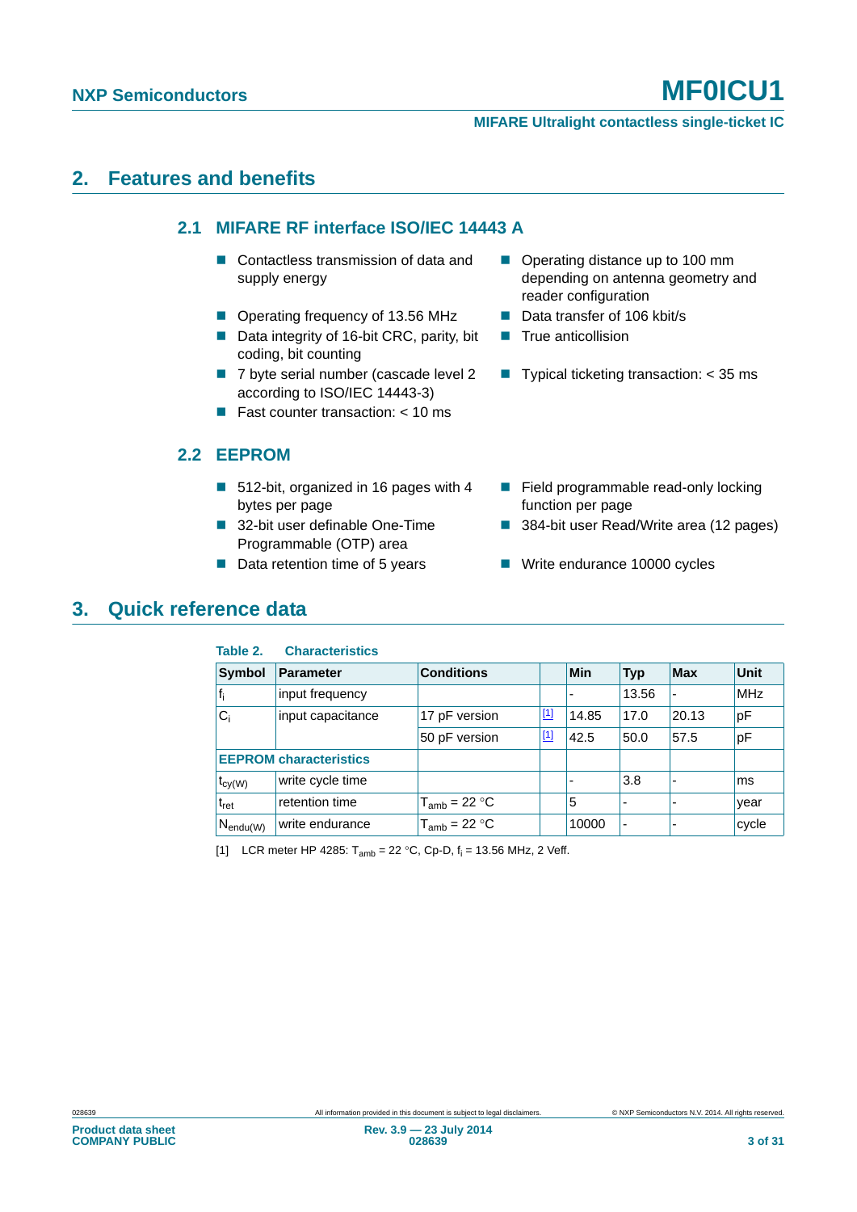## 2. Features and benefits

### 2.1 MIFARE RF interface ISO/IEC 14443 A

- Contactless transmission of data and supply energy
- Operating frequency of 13.56 MHz
- Data integrity of 16-bit CRC, parity, bit coding, bit counting
- 7 byte serial number (cascade level 2 according to ISO/IEC 14443-3)
- Fast counter transaction: < 10 ms
- Operating distance up to 100 mm depending on antenna geometry and reader configuration
- Data transfer of 106 kbit/s
- True anticollision
- Typical ticketing transaction: < 35 ms

### 2.2 EEPROM

- 512-bit, organized in 16 pages with 4 bytes per page
- 32-bit user definable One-Time Programmable (OTP) area
- Data retention time of 5 years
- Field programmable read-only locking function per page
- 384-bit user Read/Write area (12 pages)
- Write endurance 10000 cycles

## 3. Quick reference data

**Table 2. Characteristics**

| Symbol | Parameter | Conditions | | Min | Typ | Max | Unit |
|---|---|---|---|---|---|---|---|
| $f_i$ | input frequency | | | - | 13.56 | - | MHz |
| $C_i$ | input capacitance | 17 pF version | [1] | 14.85 | 17.0 | 20.13 | pF |
| | | 50 pF version | [1] | 42.5 | 50.0 | 57.5 | pF |
| **EEPROM characteristics** | | | | | | | |
| $t_{cy(W)}$ | write cycle time | | | - | 3.8 | - | ms |
| $t_{ret}$ | retention time | $T_{amb}$ = 22 °C | | 5 | - | - | year |
| $N_{endu(W)}$ | write endurance | $T_{amb}$ = 22 °C | | 10000 | - | - | cycle |

[1] LCR meter HP 4285: $T_{amb}$ = 22 °C, Cp-D, $f_i$ = 13.56 MHz, 2 Veff.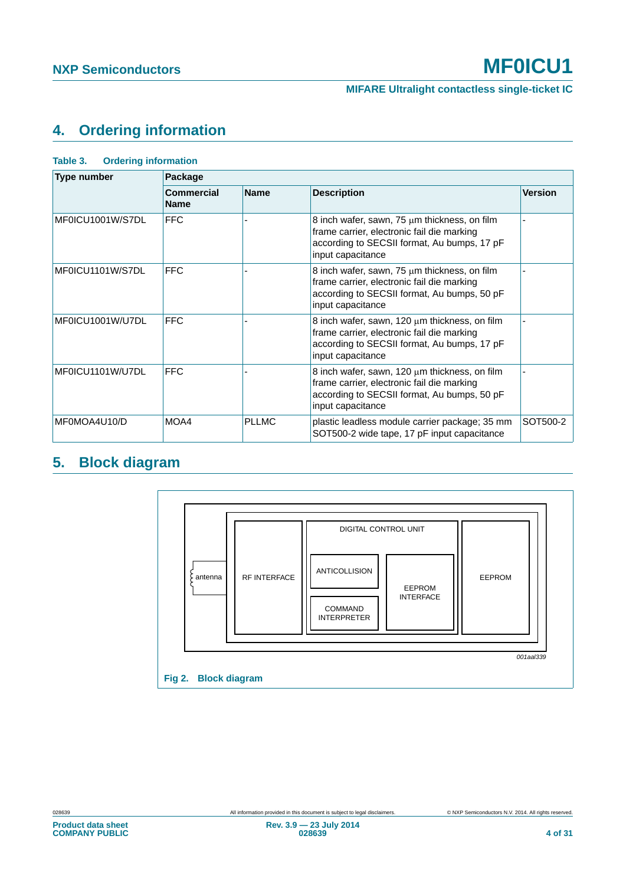## 4. Ordering information

**Table 3. Ordering information**

| Type number | Package | | | |
|---|---|---|---|---|
| | **Commercial Name** | **Name** | **Description** | **Version** |
| MF0ICU1001W/S7DL | FFC | - | 8 inch wafer, sawn, 75 μm thickness, on film frame carrier, electronic fail die marking according to SECSII format, Au bumps, 17 pF input capacitance | - |
| MF0ICU1101W/S7DL | FFC | - | 8 inch wafer, sawn, 75 μm thickness, on film frame carrier, electronic fail die marking according to SECSII format, Au bumps, 50 pF input capacitance | - |
| MF0ICU1001W/U7DL | FFC | - | 8 inch wafer, sawn, 120 μm thickness, on film frame carrier, electronic fail die marking according to SECSII format, Au bumps, 17 pF input capacitance | - |
| MF0ICU1101W/U7DL | FFC | - | 8 inch wafer, sawn, 120 μm thickness, on film frame carrier, electronic fail die marking according to SECSII format, Au bumps, 50 pF input capacitance | - |
| MF0MOA4U10/D | MOA4 | PLLMC | plastic leadless module carrier package; 35 mm SOT500-2 wide tape, 17 pF input capacitance | SOT500-2 |

## 5. Block diagram

antenna

RF INTERFACE

DIGITAL CONTROL UNIT

ANTICOLLISION

COMMAND INTERPRETER

EEPROM INTERFACE

EEPROM

001aal339

**Fig 2. Block diagram**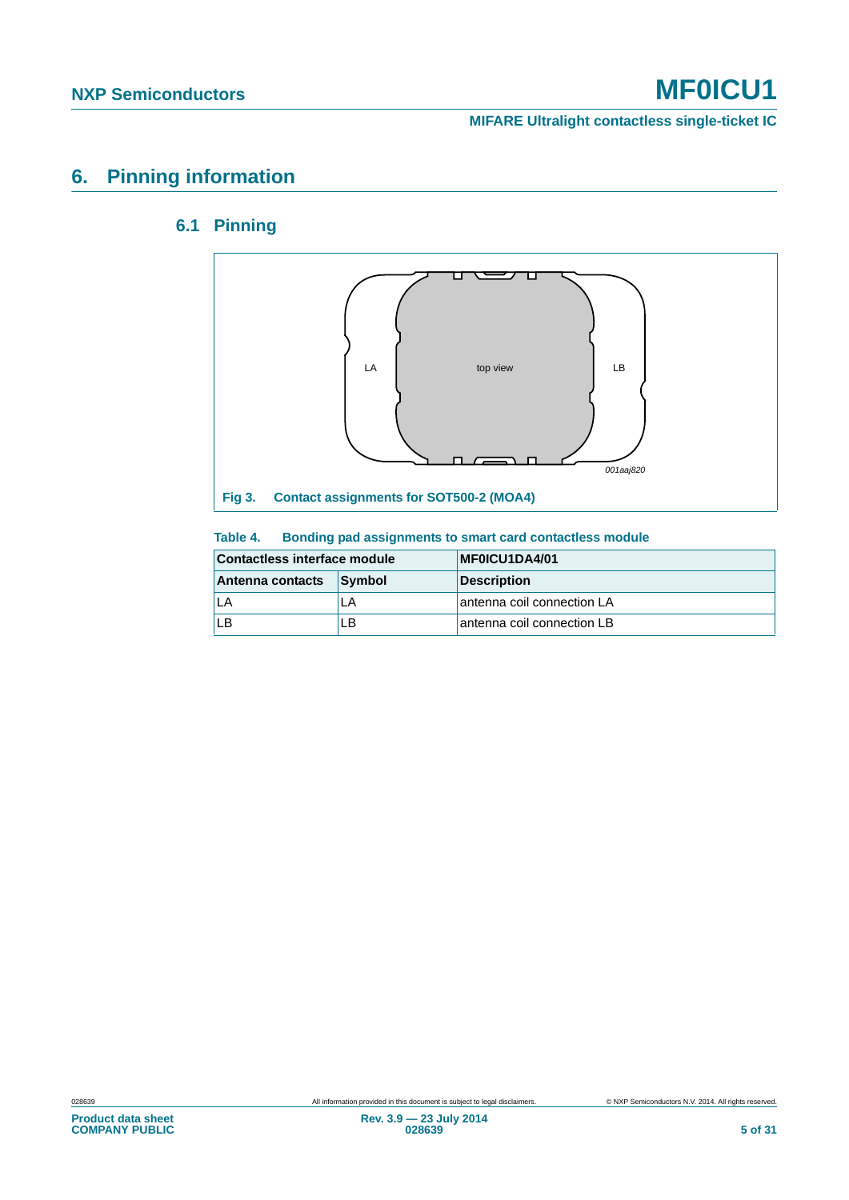## 6. Pinning information

### 6.1 Pinning

**Fig 3. Contact assignments for SOT500-2 (MOA4)**

**Table 4. Bonding pad assignments to smart card contactless module**

| Contactless interface module | | MF0ICU1DA4/01 |
|---|---|---|
| **Antenna contacts** | **Symbol** | **Description** |
| LA | LA | antenna coil connection LA |
| LB | LB | antenna coil connection LB |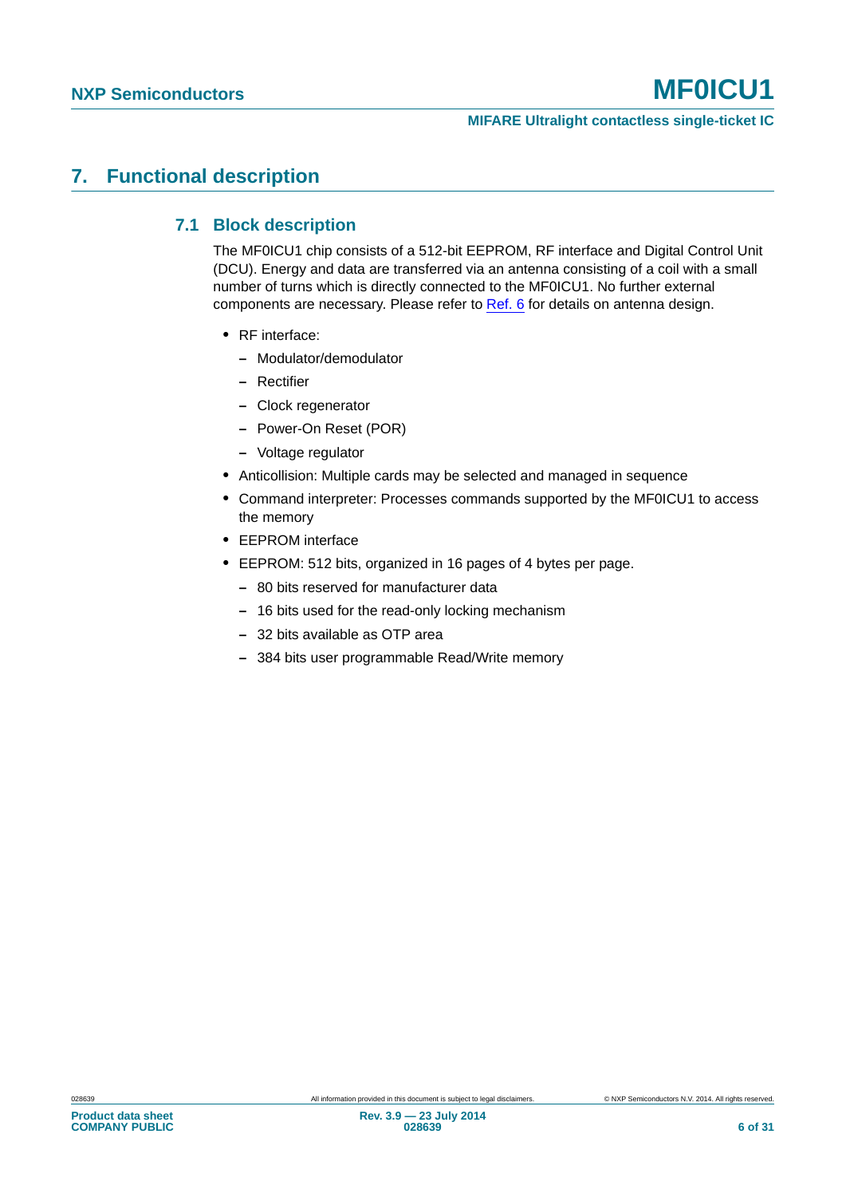# 7. Functional description

## 7.1 Block description

The MF0ICU1 chip consists of a 512-bit EEPROM, RF interface and Digital Control Unit (DCU). Energy and data are transferred via an antenna consisting of a coil with a small number of turns which is directly connected to the MF0ICU1. No further external components are necessary. Please refer to Ref. 6 for details on antenna design.

- RF interface:
  - Modulator/demodulator
  - Rectifier
  - Clock regenerator
  - Power-On Reset (POR)
  - Voltage regulator
- Anticollision: Multiple cards may be selected and managed in sequence
- Command interpreter: Processes commands supported by the MF0ICU1 to access the memory
- EEPROM interface
- EEPROM: 512 bits, organized in 16 pages of 4 bytes per page.
  - 80 bits reserved for manufacturer data
  - 16 bits used for the read-only locking mechanism
  - 32 bits available as OTP area
  - 384 bits user programmable Read/Write memory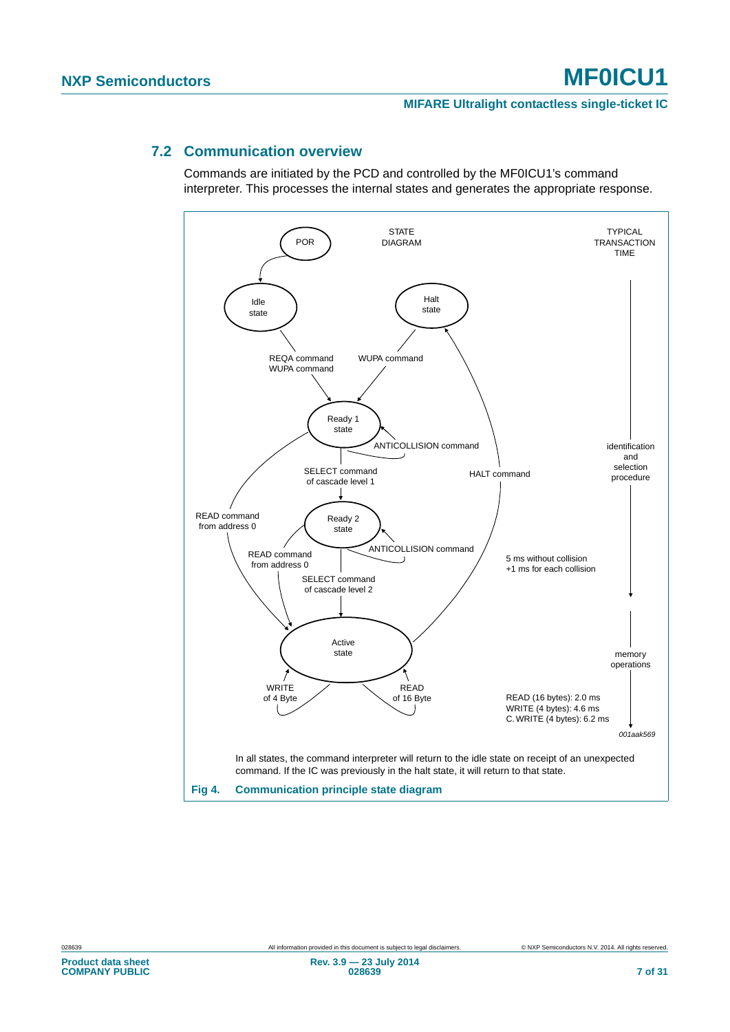## 7.2 Communication overview

Commands are initiated by the PCD and controlled by the MF0ICU1's command interpreter. This processes the internal states and generates the appropriate response.

STATE DIAGRAM

TYPICAL TRANSACTION TIME

POR

Idle state

Halt state

REQA command
WUPA command

WUPA command

Ready 1 state

ANTICOLLISION command

SELECT command of cascade level 1

HALT command

identification and selection procedure

READ command from address 0

Ready 2 state

ANTICOLLISION command

READ command from address 0

SELECT command of cascade level 2

5 ms without collision
+1 ms for each collision

Active state

memory operations

WRITE of 4 Byte

READ of 16 Byte

READ (16 bytes): 2.0 ms
WRITE (4 bytes): 4.6 ms
C. WRITE (4 bytes): 6.2 ms

*001aak569*

In all states, the command interpreter will return to the idle state on receipt of an unexpected command. If the IC was previously in the halt state, it will return to that state.

**Fig 4. Communication principle state diagram**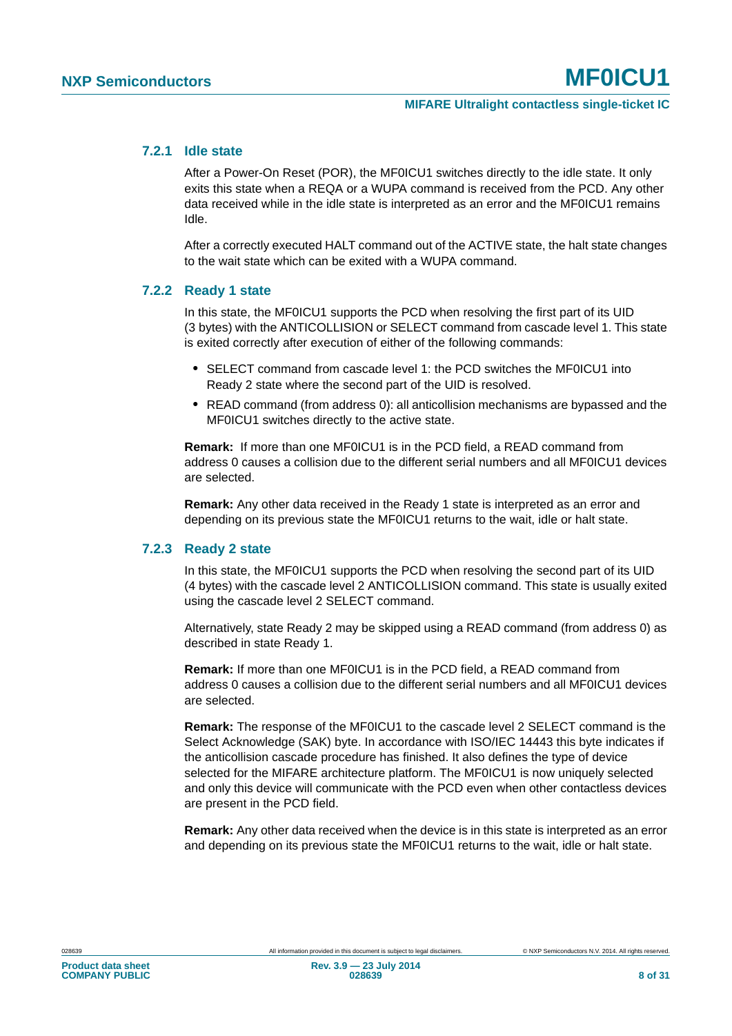### 7.2.1 Idle state

After a Power-On Reset (POR), the MF0ICU1 switches directly to the idle state. It only exits this state when a REQA or a WUPA command is received from the PCD. Any other data received while in the idle state is interpreted as an error and the MF0ICU1 remains Idle.

After a correctly executed HALT command out of the ACTIVE state, the halt state changes to the wait state which can be exited with a WUPA command.

### 7.2.2 Ready 1 state

In this state, the MF0ICU1 supports the PCD when resolving the first part of its UID (3 bytes) with the ANTICOLLISION or SELECT command from cascade level 1. This state is exited correctly after execution of either of the following commands:

- SELECT command from cascade level 1: the PCD switches the MF0ICU1 into Ready 2 state where the second part of the UID is resolved.
- READ command (from address 0): all anticollision mechanisms are bypassed and the MF0ICU1 switches directly to the active state.

**Remark:** If more than one MF0ICU1 is in the PCD field, a READ command from address 0 causes a collision due to the different serial numbers and all MF0ICU1 devices are selected.

**Remark:** Any other data received in the Ready 1 state is interpreted as an error and depending on its previous state the MF0ICU1 returns to the wait, idle or halt state.

### 7.2.3 Ready 2 state

In this state, the MF0ICU1 supports the PCD when resolving the second part of its UID (4 bytes) with the cascade level 2 ANTICOLLISION command. This state is usually exited using the cascade level 2 SELECT command.

Alternatively, state Ready 2 may be skipped using a READ command (from address 0) as described in state Ready 1.

**Remark:** If more than one MF0ICU1 is in the PCD field, a READ command from address 0 causes a collision due to the different serial numbers and all MF0ICU1 devices are selected.

**Remark:** The response of the MF0ICU1 to the cascade level 2 SELECT command is the Select Acknowledge (SAK) byte. In accordance with ISO/IEC 14443 this byte indicates if the anticollision cascade procedure has finished. It also defines the type of device selected for the MIFARE architecture platform. The MF0ICU1 is now uniquely selected and only this device will communicate with the PCD even when other contactless devices are present in the PCD field.

**Remark:** Any other data received when the device is in this state is interpreted as an error and depending on its previous state the MF0ICU1 returns to the wait, idle or halt state.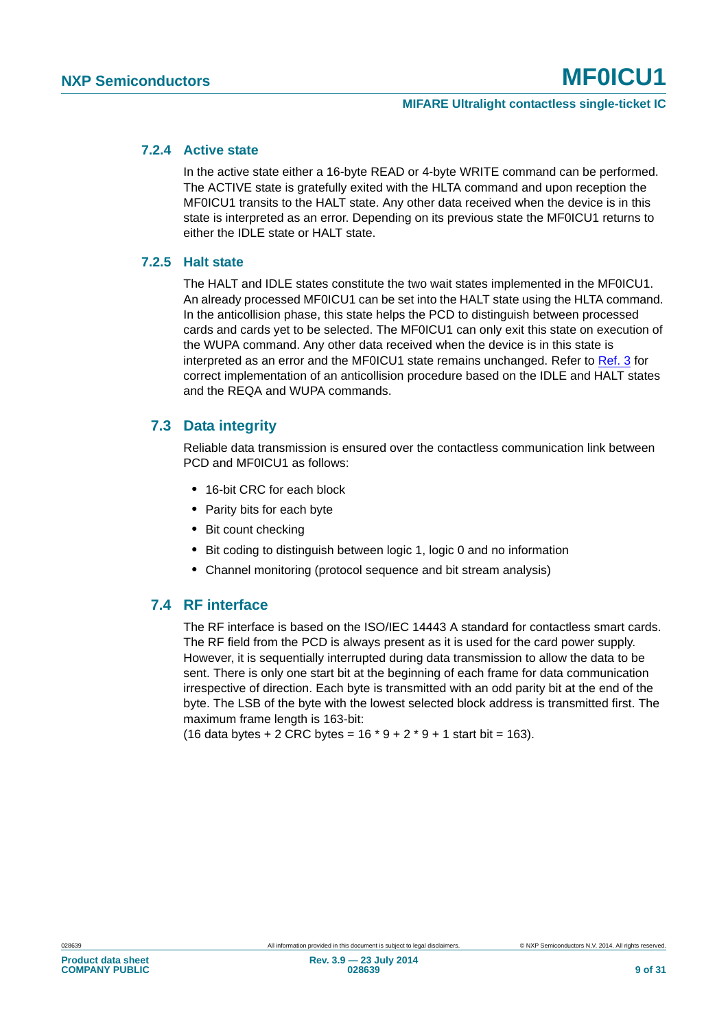### 7.2.4 Active state

In the active state either a 16-byte READ or 4-byte WRITE command can be performed. The ACTIVE state is gratefully exited with the HLTA command and upon reception the MF0ICU1 transits to the HALT state. Any other data received when the device is in this state is interpreted as an error. Depending on its previous state the MF0ICU1 returns to either the IDLE state or HALT state.

### 7.2.5 Halt state

The HALT and IDLE states constitute the two wait states implemented in the MF0ICU1. An already processed MF0ICU1 can be set into the HALT state using the HLTA command. In the anticollision phase, this state helps the PCD to distinguish between processed cards and cards yet to be selected. The MF0ICU1 can only exit this state on execution of the WUPA command. Any other data received when the device is in this state is interpreted as an error and the MF0ICU1 state remains unchanged. Refer to Ref. 3 for correct implementation of an anticollision procedure based on the IDLE and HALT states and the REQA and WUPA commands.

## 7.3 Data integrity

Reliable data transmission is ensured over the contactless communication link between PCD and MF0ICU1 as follows:

- 16-bit CRC for each block
- Parity bits for each byte
- Bit count checking
- Bit coding to distinguish between logic 1, logic 0 and no information
- Channel monitoring (protocol sequence and bit stream analysis)

## 7.4 RF interface

The RF interface is based on the ISO/IEC 14443 A standard for contactless smart cards. The RF field from the PCD is always present as it is used for the card power supply. However, it is sequentially interrupted during data transmission to allow the data to be sent. There is only one start bit at the beginning of each frame for data communication irrespective of direction. Each byte is transmitted with an odd parity bit at the end of the byte. The LSB of the byte with the lowest selected block address is transmitted first. The maximum frame length is 163-bit:
(16 data bytes + 2 CRC bytes = 16 * 9 + 2 * 9 + 1 start bit = 163).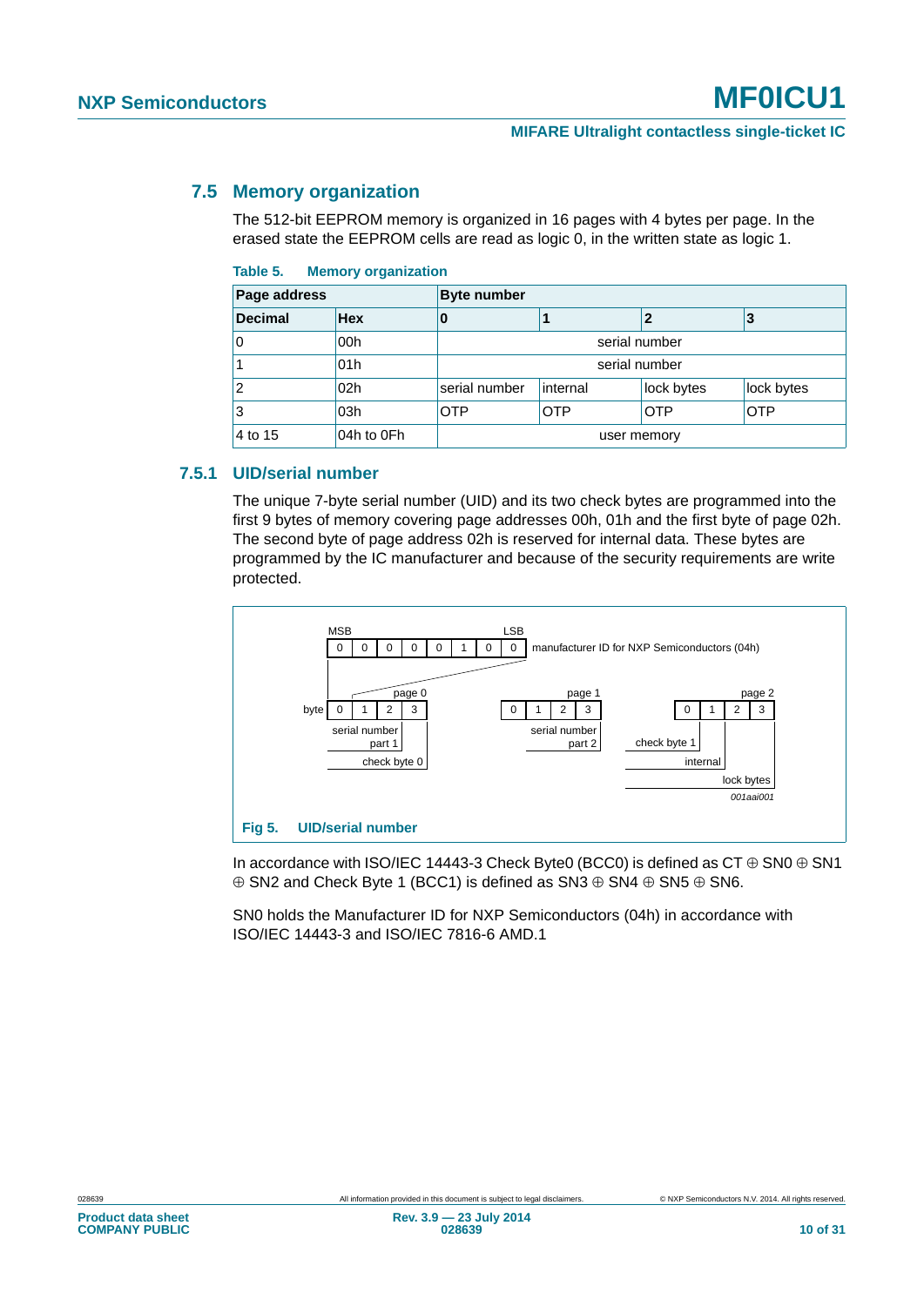## 7.5 Memory organization

The 512-bit EEPROM memory is organized in 16 pages with 4 bytes per page. In the erased state the EEPROM cells are read as logic 0, in the written state as logic 1.

**Table 5. Memory organization**

| Page address | | Byte number | | | |
|---|---|---|---|---|---|
| **Decimal** | **Hex** | **0** | **1** | **2** | **3** |
| 0 | 00h | serial number | | | |
| 1 | 01h | serial number | | | |
| 2 | 02h | serial number | internal | lock bytes | lock bytes |
| 3 | 03h | OTP | OTP | OTP | OTP |
| 4 to 15 | 04h to 0Fh | user memory | | | |

### 7.5.1 UID/serial number

The unique 7-byte serial number (UID) and its two check bytes are programmed into the first 9 bytes of memory covering page addresses 00h, 01h and the first byte of page 02h. The second byte of page address 02h is reserved for internal data. These bytes are programmed by the IC manufacturer and because of the security requirements are write protected.

MSB 0 0 0 0 0 1 0 0 LSB — manufacturer ID for NXP Semiconductors (04h)

page 0: byte 0 1 2 3 — serial number part 1; check byte 0

page 1: 0 1 2 3 — serial number part 2

page 2: 0 1 2 3 — check byte 1; internal; lock bytes

001aai001

**Fig 5. UID/serial number**

In accordance with ISO/IEC 14443-3 Check Byte0 (BCC0) is defined as CT ⊕ SN0 ⊕ SN1 ⊕ SN2 and Check Byte 1 (BCC1) is defined as SN3 ⊕ SN4 ⊕ SN5 ⊕ SN6.

SN0 holds the Manufacturer ID for NXP Semiconductors (04h) in accordance with ISO/IEC 14443-3 and ISO/IEC 7816-6 AMD.1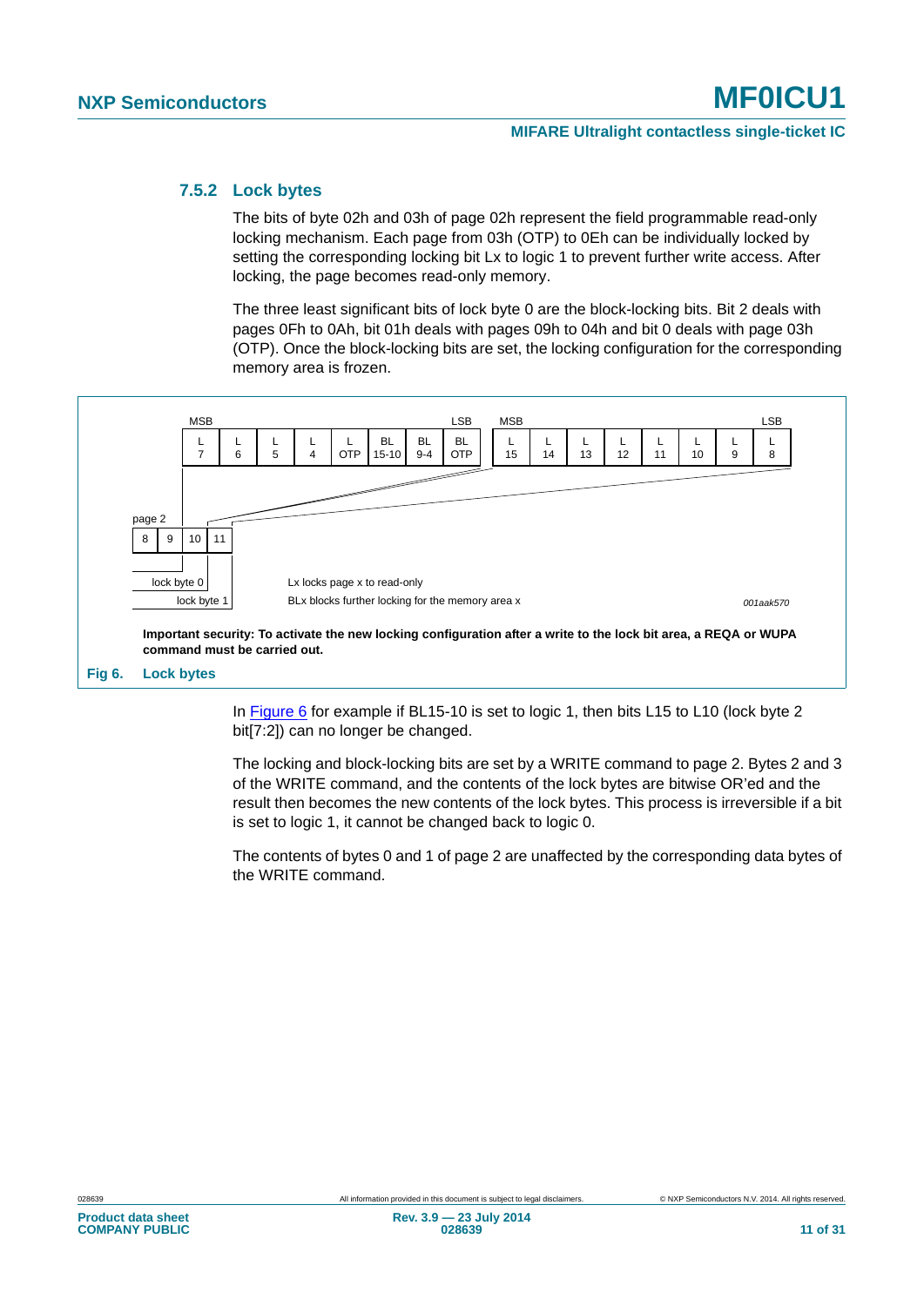### 7.5.2 Lock bytes

The bits of byte 02h and 03h of page 02h represent the field programmable read-only locking mechanism. Each page from 03h (OTP) to 0Eh can be individually locked by setting the corresponding locking bit Lx to logic 1 to prevent further write access. After locking, the page becomes read-only memory.

The three least significant bits of lock byte 0 are the block-locking bits. Bit 2 deals with pages 0Fh to 0Ah, bit 01h deals with pages 09h to 04h and bit 0 deals with page 03h (OTP). Once the block-locking bits are set, the locking configuration for the corresponding memory area is frozen.

| MSB | | | | | | | LSB | MSB | | | | | | | LSB |
|---|---|---|---|---|---|---|---|---|---|---|---|---|---|---|---|
| L 7 | L 6 | L 5 | L 4 | L OTP | BL 15-10 | BL 9-4 | BL OTP | L 15 | L 14 | L 13 | L 12 | L 11 | L 10 | L 9 | L 8 |

page 2

| 8 | 9 | 10 | 11 |
|---|---|---|---|

lock byte 0

lock byte 1

Lx locks page x to read-only

BLx blocks further locking for the memory area x

001aak570

**Important security: To activate the new locking configuration after a write to the lock bit area, a REQA or WUPA command must be carried out.**

**Fig 6. Lock bytes**

In Figure 6 for example if BL15-10 is set to logic 1, then bits L15 to L10 (lock byte 2 bit[7:2]) can no longer be changed.

The locking and block-locking bits are set by a WRITE command to page 2. Bytes 2 and 3 of the WRITE command, and the contents of the lock bytes are bitwise OR'ed and the result then becomes the new contents of the lock bytes. This process is irreversible if a bit is set to logic 1, it cannot be changed back to logic 0.

The contents of bytes 0 and 1 of page 2 are unaffected by the corresponding data bytes of the WRITE command.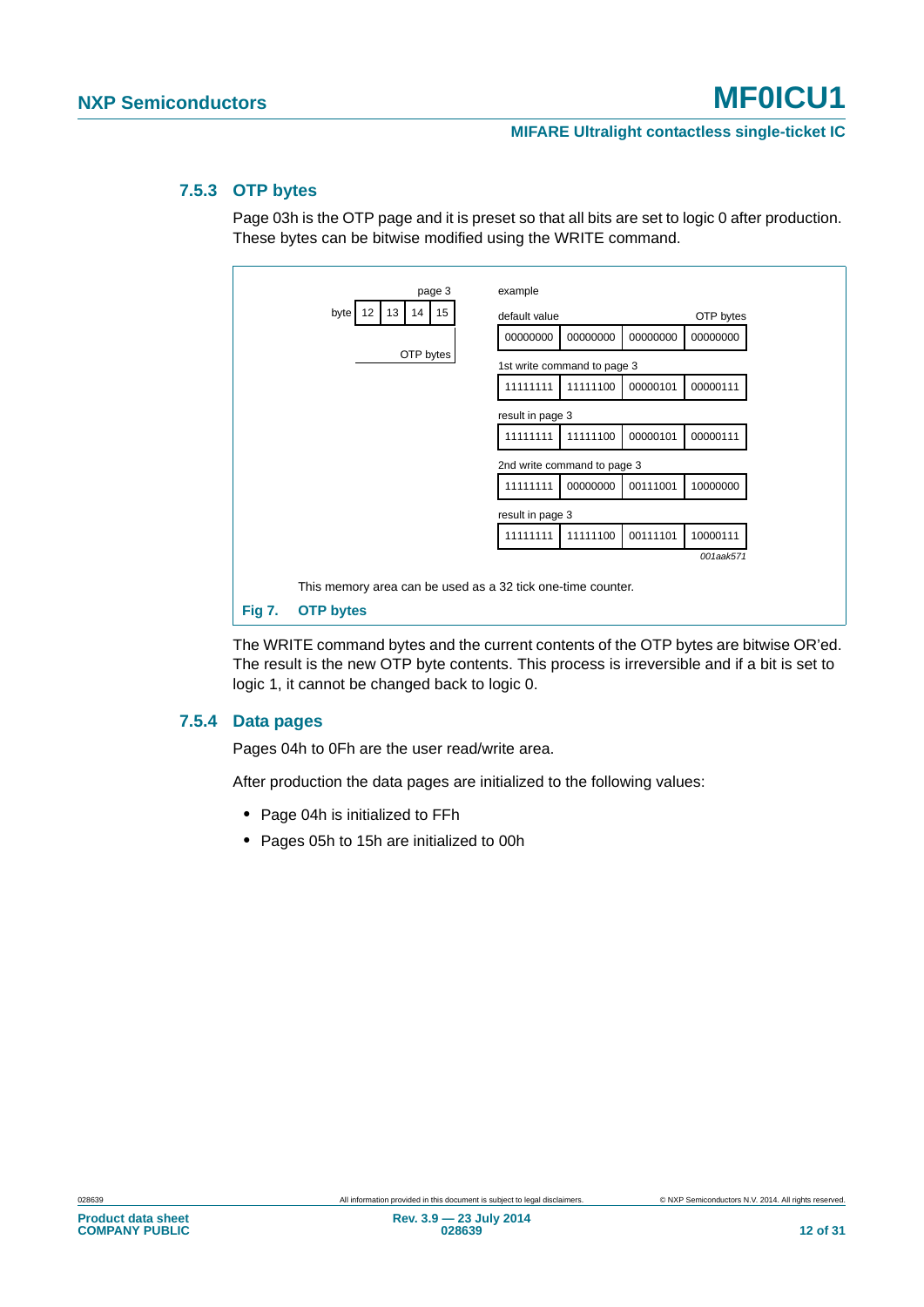### 7.5.3 OTP bytes

Page 03h is the OTP page and it is preset so that all bits are set to logic 0 after production. These bytes can be bitwise modified using the WRITE command.

page 3

| byte | 12 | 13 | 14 | 15 |
|---|---|---|---|---|
| | OTP bytes | | | |

example

| | OTP bytes | | | |
|---|---|---|---|---|
| default value | 00000000 | 00000000 | 00000000 | 00000000 |
| 1st write command to page 3 | 11111111 | 11111100 | 00000101 | 00000111 |
| result in page 3 | 11111111 | 11111100 | 00000101 | 00000111 |
| 2nd write command to page 3 | 11111111 | 00000000 | 00111001 | 10000000 |
| result in page 3 | 11111111 | 11111100 | 00111101 | 10000111 |

*001aak571*

This memory area can be used as a 32 tick one-time counter.

**Fig 7. OTP bytes**

The WRITE command bytes and the current contents of the OTP bytes are bitwise OR'ed. The result is the new OTP byte contents. This process is irreversible and if a bit is set to logic 1, it cannot be changed back to logic 0.

### 7.5.4 Data pages

Pages 04h to 0Fh are the user read/write area.

After production the data pages are initialized to the following values:

- Page 04h is initialized to FFh
- Pages 05h to 15h are initialized to 00h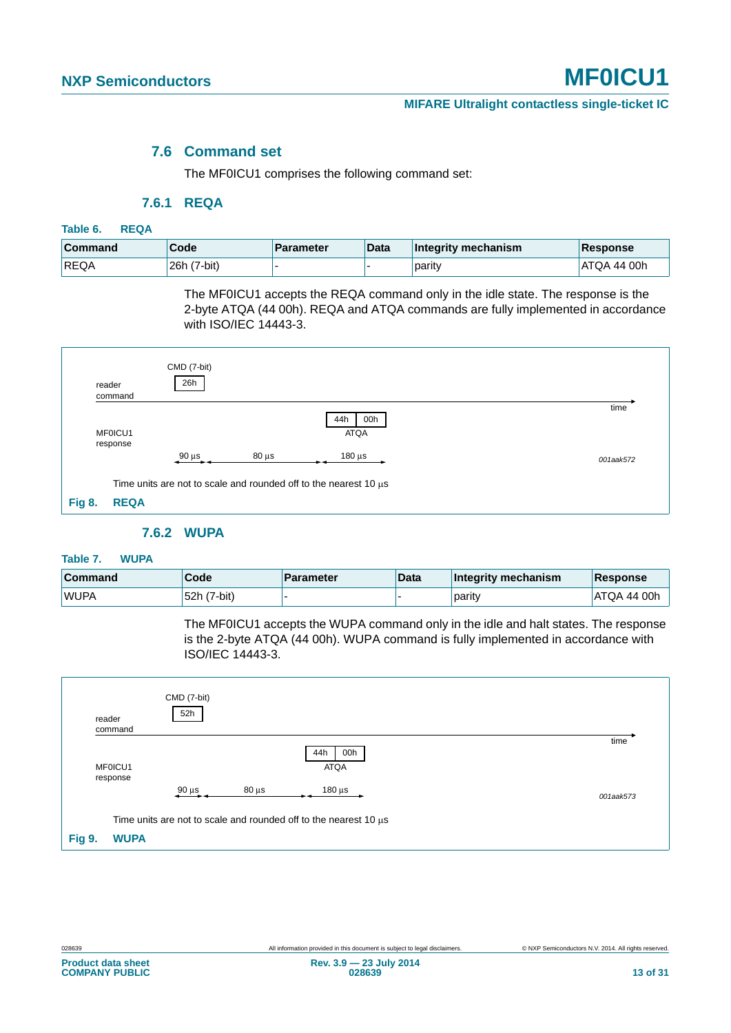### 7.6 Command set

The MF0ICU1 comprises the following command set:

#### 7.6.1 REQA

**Table 6. REQA**

| Command | Code | Parameter | Data | Integrity mechanism | Response |
|---|---|---|---|---|---|
| REQA | 26h (7-bit) | - | - | parity | ATQA 44 00h |

The MF0ICU1 accepts the REQA command only in the idle state. The response is the 2-byte ATQA (44 00h). REQA and ATQA commands are fully implemented in accordance with ISO/IEC 14443-3.

CMD (7-bit)
reader command: 26h
MF0ICU1 response: 44h 00h ATQA
time
90 µs — 80 µs — 180 µs
001aak572

Time units are not to scale and rounded off to the nearest 10 µs

**Fig 8. REQA**

#### 7.6.2 WUPA

**Table 7. WUPA**

| Command | Code | Parameter | Data | Integrity mechanism | Response |
|---|---|---|---|---|---|
| WUPA | 52h (7-bit) | - | - | parity | ATQA 44 00h |

The MF0ICU1 accepts the WUPA command only in the idle and halt states. The response is the 2-byte ATQA (44 00h). WUPA command is fully implemented in accordance with ISO/IEC 14443-3.

CMD (7-bit)
reader command: 52h
MF0ICU1 response: 44h 00h ATQA
time
90 µs — 80 µs — 180 µs
001aak573

Time units are not to scale and rounded off to the nearest 10 µs

**Fig 9. WUPA**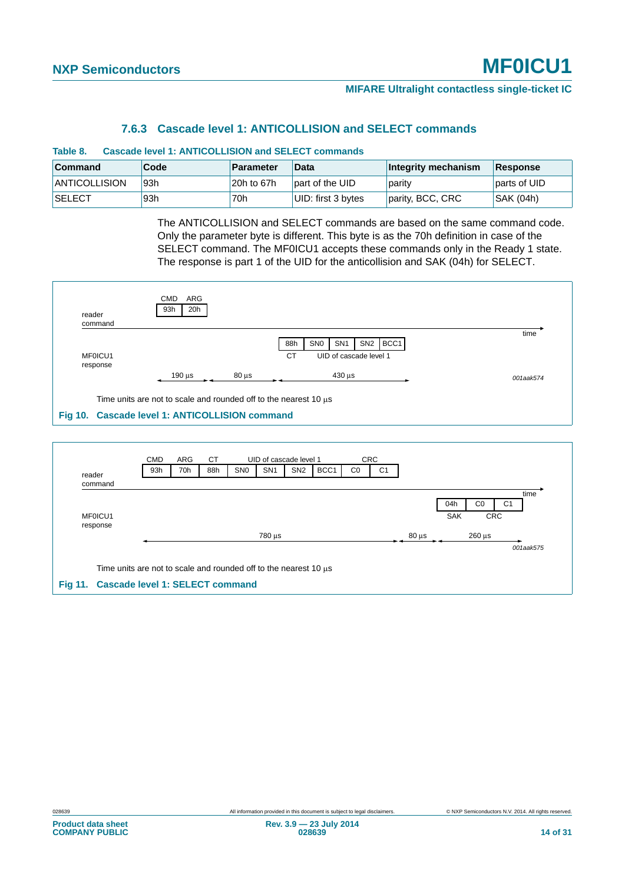### 7.6.3 Cascade level 1: ANTICOLLISION and SELECT commands

**Table 8. Cascade level 1: ANTICOLLISION and SELECT commands**

| Command | Code | Parameter | Data | Integrity mechanism | Response |
|---|---|---|---|---|---|
| ANTICOLLISION | 93h | 20h to 67h | part of the UID | parity | parts of UID |
| SELECT | 93h | 70h | UID: first 3 bytes | parity, BCC, CRC | SAK (04h) |

The ANTICOLLISION and SELECT commands are based on the same command code. Only the parameter byte is different. This byte is as the 70h definition in case of the SELECT command. The MF0ICU1 accepts these commands only in the Ready 1 state. The response is part 1 of the UID for the anticollision and SAK (04h) for SELECT.

reader command: CMD 93h, ARG 20h

MF0ICU1 response: 88h (CT), SN0, SN1, SN2, BCC1 (UID of cascade level 1)

190 µs — 80 µs — 430 µs

001aak574

Time units are not to scale and rounded off to the nearest 10 µs

**Fig 10. Cascade level 1: ANTICOLLISION command**

reader command: CMD 93h, ARG 70h, CT 88h, UID of cascade level 1: SN0, SN1, SN2, BCC1, CRC: C0, C1

MF0ICU1 response: 04h (SAK), C0, C1 (CRC)

780 µs — 80 µs — 260 µs

001aak575

Time units are not to scale and rounded off to the nearest 10 µs

**Fig 11. Cascade level 1: SELECT command**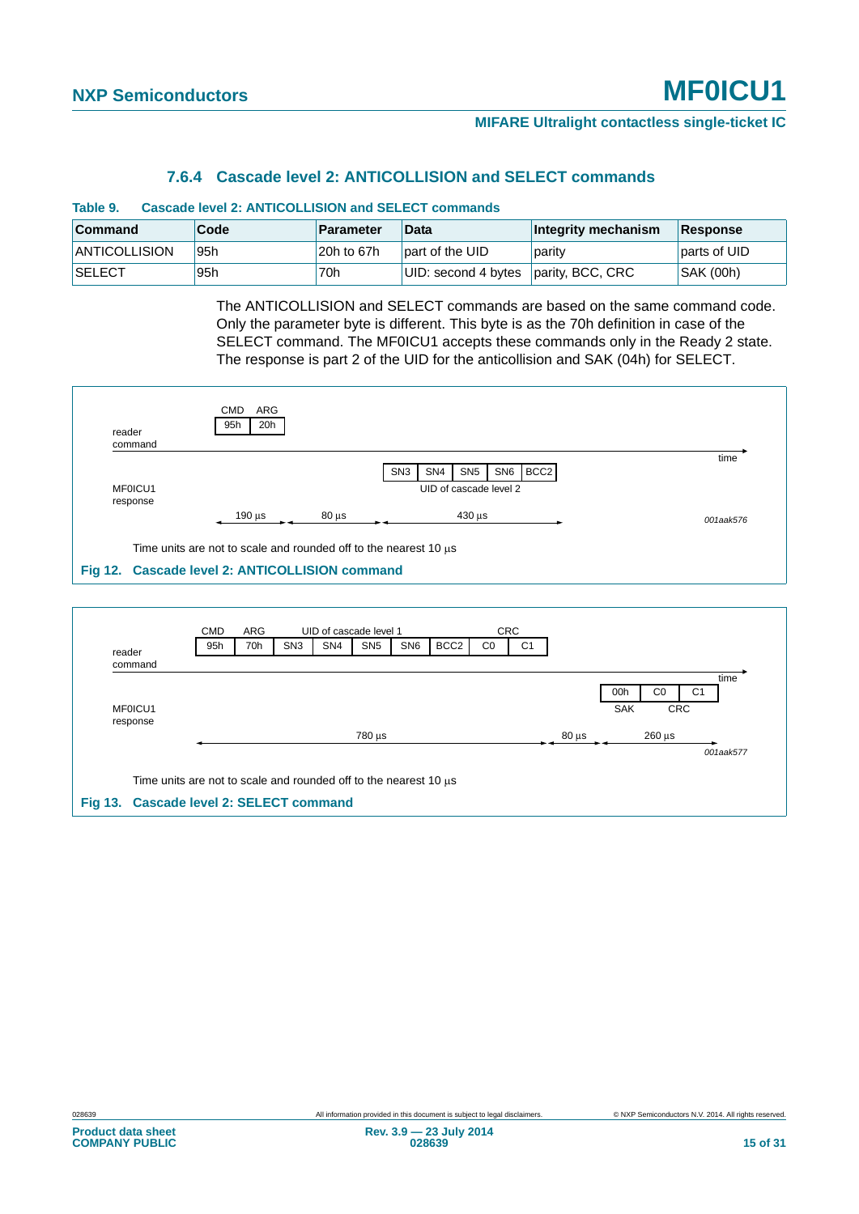### 7.6.4 Cascade level 2: ANTICOLLISION and SELECT commands

**Table 9. Cascade level 2: ANTICOLLISION and SELECT commands**

| Command | Code | Parameter | Data | Integrity mechanism | Response |
|---|---|---|---|---|---|
| ANTICOLLISION | 95h | 20h to 67h | part of the UID | parity | parts of UID |
| SELECT | 95h | 70h | UID: second 4 bytes | parity, BCC, CRC | SAK (00h) |

The ANTICOLLISION and SELECT commands are based on the same command code. Only the parameter byte is different. This byte is as the 70h definition in case of the SELECT command. The MF0ICU1 accepts these commands only in the Ready 2 state. The response is part 2 of the UID for the anticollision and SAK (04h) for SELECT.

reader command: CMD 95h, ARG 20h

MF0ICU1 response: SN3, SN4, SN5, SN6, BCC2 (UID of cascade level 2)

190 µs — 80 µs — 430 µs — time

001aak576

Time units are not to scale and rounded off to the nearest 10 µs

**Fig 12. Cascade level 2: ANTICOLLISION command**

reader command: CMD 95h, ARG 70h, UID of cascade level 1: SN3, SN4, SN5, SN6, BCC2, CRC: C0, C1

MF0ICU1 response: SAK 00h, CRC: C0, C1

780 µs — 80 µs — 260 µs — time

001aak577

Time units are not to scale and rounded off to the nearest 10 µs

**Fig 13. Cascade level 2: SELECT command**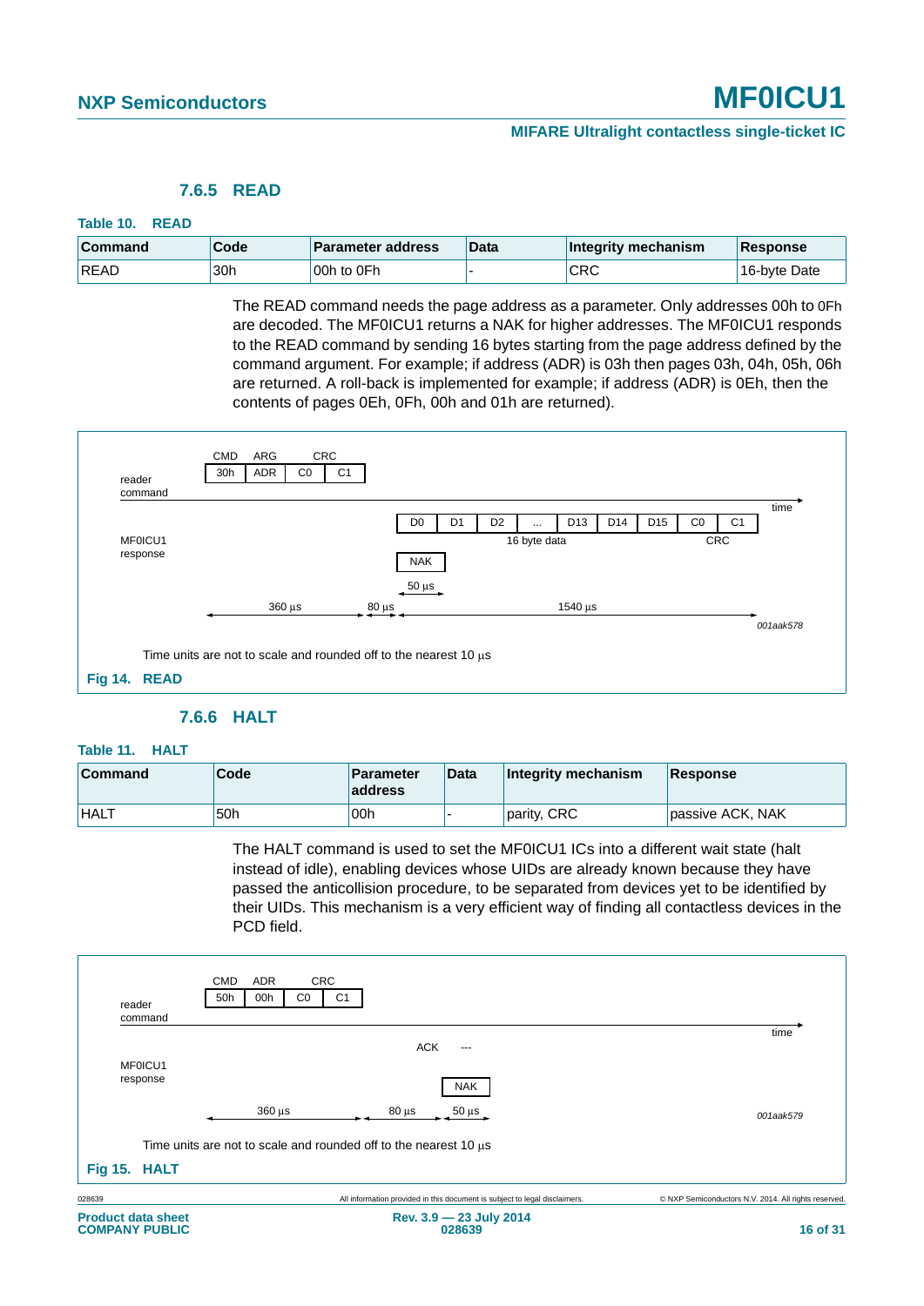### 7.6.5 READ

**Table 10. READ**

| Command | Code | Parameter address | Data | Integrity mechanism | Response |
|---|---|---|---|---|---|
| READ | 30h | 00h to 0Fh | - | CRC | 16-byte Date |

The READ command needs the page address as a parameter. Only addresses 00h to 0Fh are decoded. The MF0ICU1 returns a NAK for higher addresses. The MF0ICU1 responds to the READ command by sending 16 bytes starting from the page address defined by the command argument. For example; if address (ADR) is 03h then pages 03h, 04h, 05h, 06h are returned. A roll-back is implemented for example; if address (ADR) is 0Eh, then the contents of pages 0Eh, 0Fh, 00h and 01h are returned).

Time units are not to scale and rounded off to the nearest 10 µs

**Fig 14. READ**

### 7.6.6 HALT

**Table 11. HALT**

| Command | Code | Parameter address | Data | Integrity mechanism | Response |
|---|---|---|---|---|---|
| HALT | 50h | 00h | - | parity, CRC | passive ACK, NAK |

The HALT command is used to set the MF0ICU1 ICs into a different wait state (halt instead of idle), enabling devices whose UIDs are already known because they have passed the anticollision procedure, to be separated from devices yet to be identified by their UIDs. This mechanism is a very efficient way of finding all contactless devices in the PCD field.

Time units are not to scale and rounded off to the nearest 10 µs

**Fig 15. HALT**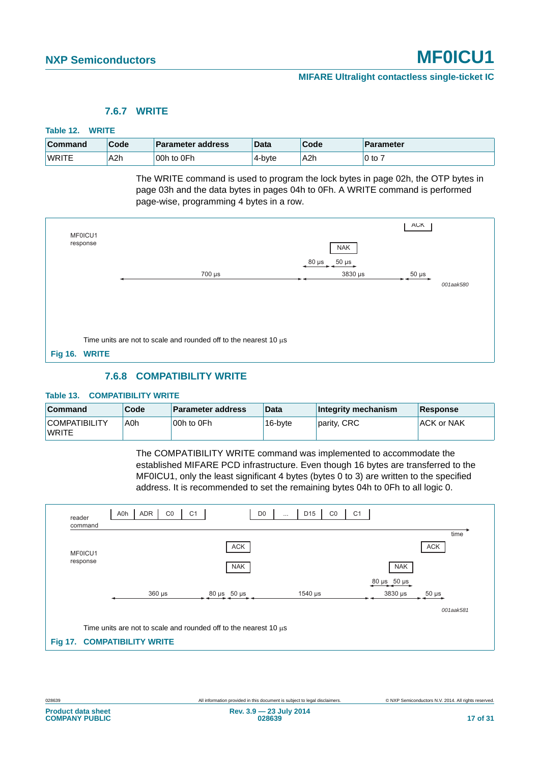### 7.6.7 WRITE

**Table 12. WRITE**

| Command | Code | Parameter address | Data | Code | Parameter |
|---|---|---|---|---|---|
| WRITE | A2h | 00h to 0Fh | 4-byte | A2h | 0 to 7 |

The WRITE command is used to program the lock bytes in page 02h, the OTP bytes in page 03h and the data bytes in pages 04h to 0Fh. A WRITE command is performed page-wise, programming 4 bytes in a row.

MF0ICU1 response — ACK, NAK — 700 µs, 80 µs, 50 µs, 3830 µs, 50 µs — 001aak580

Time units are not to scale and rounded off to the nearest 10 µs

**Fig 16. WRITE**

### 7.6.8 COMPATIBILITY WRITE

**Table 13. COMPATIBILITY WRITE**

| Command | Code | Parameter address | Data | Integrity mechanism | Response |
|---|---|---|---|---|---|
| COMPATIBILITY WRITE | A0h | 00h to 0Fh | 16-byte | parity, CRC | ACK or NAK |

The COMPATIBILITY WRITE command was implemented to accommodate the established MIFARE PCD infrastructure. Even though 16 bytes are transferred to the MF0ICU1, only the least significant 4 bytes (bytes 0 to 3) are written to the specified address. It is recommended to set the remaining bytes 04h to 0Fh to all logic 0.

reader command: A0h, ADR, C0, C1 ... D0, ..., D15, C0, C1 — time

MF0ICU1 response: ACK / NAK ... NAK / ACK

360 µs, 80 µs, 50 µs, 1540 µs, 80 µs, 50 µs, 3830 µs, 50 µs — 001aak581

Time units are not to scale and rounded off to the nearest 10 µs

**Fig 17. COMPATIBILITY WRITE**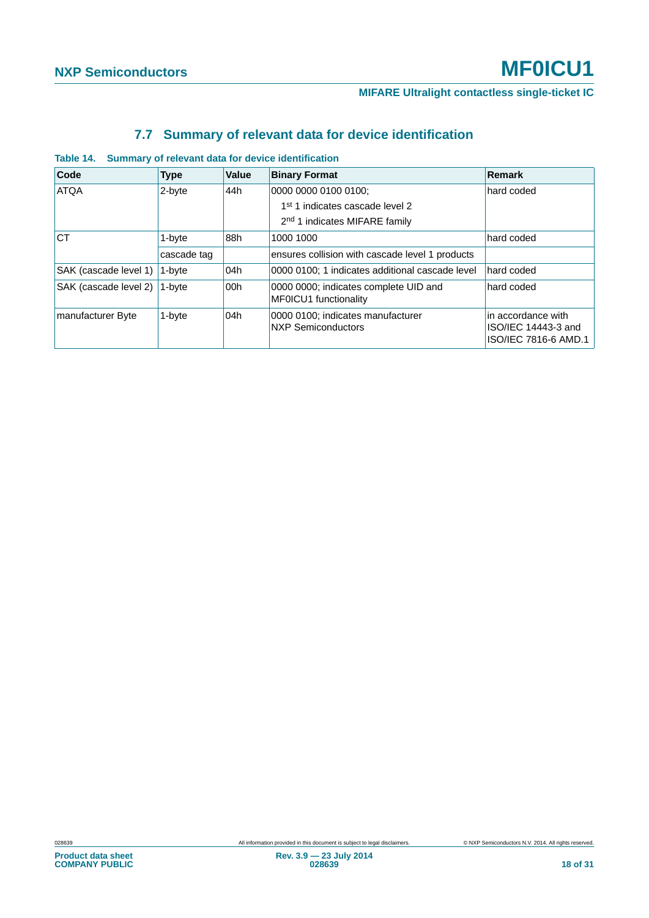## 7.7 Summary of relevant data for device identification

**Table 14. Summary of relevant data for device identification**

| Code | Type | Value | Binary Format | Remark |
|---|---|---|---|---|
| ATQA | 2-byte | 44h | 0000 0000 0100 0100; 1st 1 indicates cascade level 2; 2nd 1 indicates MIFARE family | hard coded |
| CT | 1-byte | 88h | 1000 1000 | hard coded |
| | cascade tag | | ensures collision with cascade level 1 products | |
| SAK (cascade level 1) | 1-byte | 04h | 0000 0100; 1 indicates additional cascade level | hard coded |
| SAK (cascade level 2) | 1-byte | 00h | 0000 0000; indicates complete UID and MF0ICU1 functionality | hard coded |
| manufacturer Byte | 1-byte | 04h | 0000 0100; indicates manufacturer NXP Semiconductors | in accordance with ISO/IEC 14443-3 and ISO/IEC 7816-6 AMD.1 |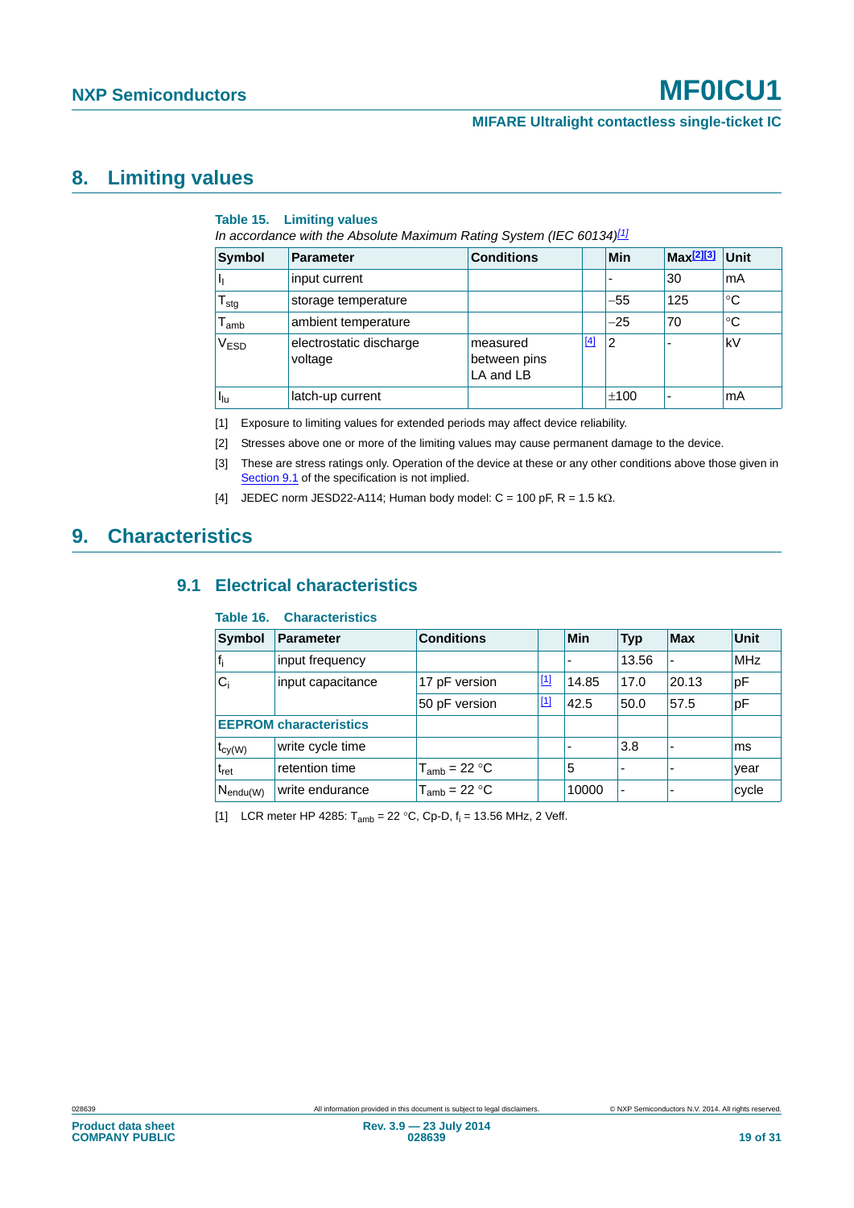# 8. Limiting values

**Table 15. Limiting values**

*In accordance with the Absolute Maximum Rating System (IEC 60134)[1]*

| Symbol | Parameter | Conditions | | Min | Max[2][3] | Unit |
|---|---|---|---|---|---|---|
| $I_I$ | input current | | | - | 30 | mA |
| $T_{stg}$ | storage temperature | | | −55 | 125 | °C |
| $T_{amb}$ | ambient temperature | | | −25 | 70 | °C |
| $V_{ESD}$ | electrostatic discharge voltage | measured between pins LA and LB | [4] | 2 | - | kV |
| $I_{lu}$ | latch-up current | | | ±100 | - | mA |

[1] Exposure to limiting values for extended periods may affect device reliability.

[2] Stresses above one or more of the limiting values may cause permanent damage to the device.

[3] These are stress ratings only. Operation of the device at these or any other conditions above those given in Section 9.1 of the specification is not implied.

[4] JEDEC norm JESD22-A114; Human body model: C = 100 pF, R = 1.5 kΩ.

# 9. Characteristics

## 9.1 Electrical characteristics

**Table 16. Characteristics**

| Symbol | Parameter | Conditions | | Min | Typ | Max | Unit |
|---|---|---|---|---|---|---|---|
| $f_i$ | input frequency | | | - | 13.56 | - | MHz |
| $C_i$ | input capacitance | 17 pF version | [1] | 14.85 | 17.0 | 20.13 | pF |
| | | 50 pF version | [1] | 42.5 | 50.0 | 57.5 | pF |
| **EEPROM characteristics** | | | | | | | |
| $t_{cy(W)}$ | write cycle time | | | - | 3.8 | - | ms |
| $t_{ret}$ | retention time | $T_{amb}$ = 22 °C | | 5 | - | - | year |
| $N_{endu(W)}$ | write endurance | $T_{amb}$ = 22 °C | | 10000 | - | - | cycle |

[1] LCR meter HP 4285: $T_{amb}$ = 22 °C, Cp-D, $f_i$ = 13.56 MHz, 2 Veff.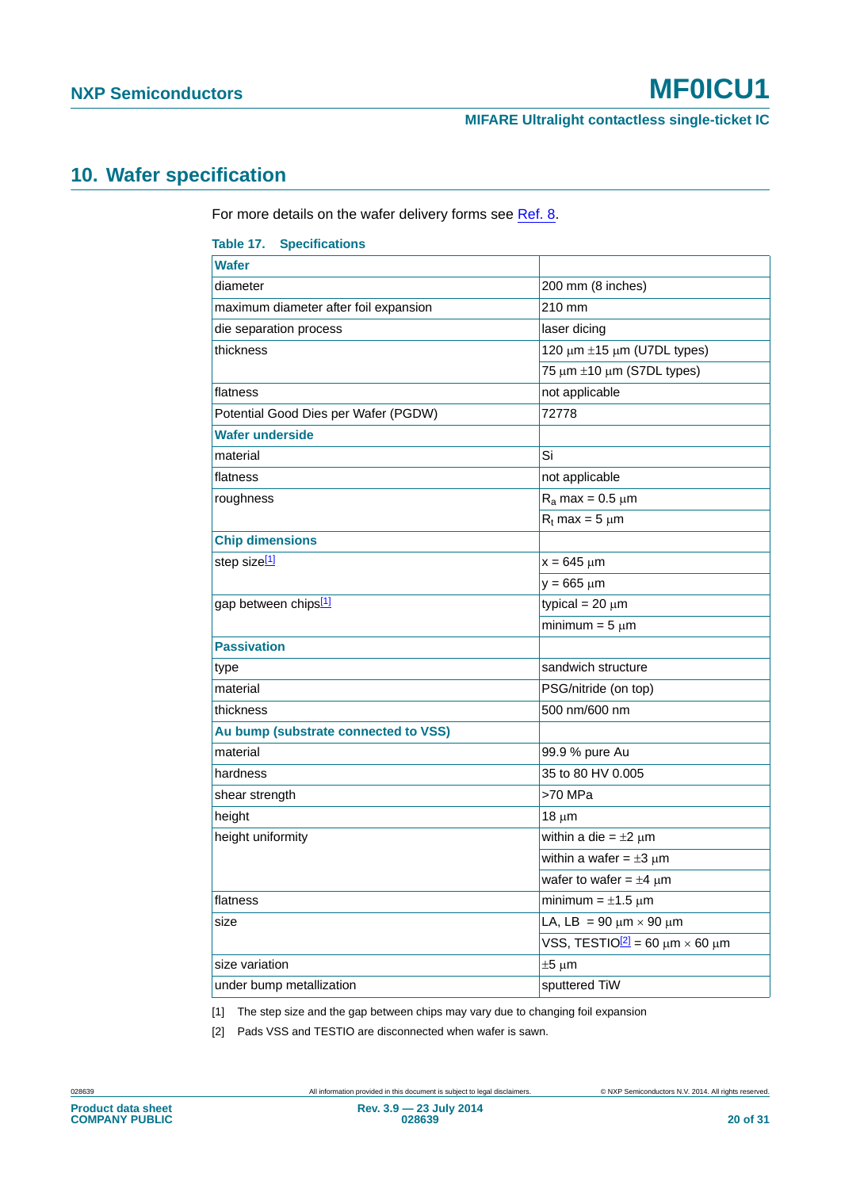## 10. Wafer specification

For more details on the wafer delivery forms see Ref. 8.

**Table 17. Specifications**

| **Wafer** | |
|---|---|
| diameter | 200 mm (8 inches) |
| maximum diameter after foil expansion | 210 mm |
| die separation process | laser dicing |
| thickness | 120 μm ±15 μm (U7DL types) |
| | 75 μm ±10 μm (S7DL types) |
| flatness | not applicable |
| Potential Good Dies per Wafer (PGDW) | 72778 |
| **Wafer underside** | |
| material | Si |
| flatness | not applicable |
| roughness | $R_a$ max = 0.5 μm |
| | $R_t$ max = 5 μm |
| **Chip dimensions** | |
| step size[1] | x = 645 μm |
| | y = 665 μm |
| gap between chips[1] | typical = 20 μm |
| | minimum = 5 μm |
| **Passivation** | |
| type | sandwich structure |
| material | PSG/nitride (on top) |
| thickness | 500 nm/600 nm |
| **Au bump (substrate connected to VSS)** | |
| material | 99.9 % pure Au |
| hardness | 35 to 80 HV 0.005 |
| shear strength | >70 MPa |
| height | 18 μm |
| height uniformity | within a die = ±2 μm |
| | within a wafer = ±3 μm |
| | wafer to wafer = ±4 μm |
| flatness | minimum = ±1.5 μm |
| size | LA, LB = 90 μm × 90 μm |
| | VSS, TESTIO[2] = 60 μm × 60 μm |
| size variation | ±5 μm |
| under bump metallization | sputtered TiW |

[1] The step size and the gap between chips may vary due to changing foil expansion

[2] Pads VSS and TESTIO are disconnected when wafer is sawn.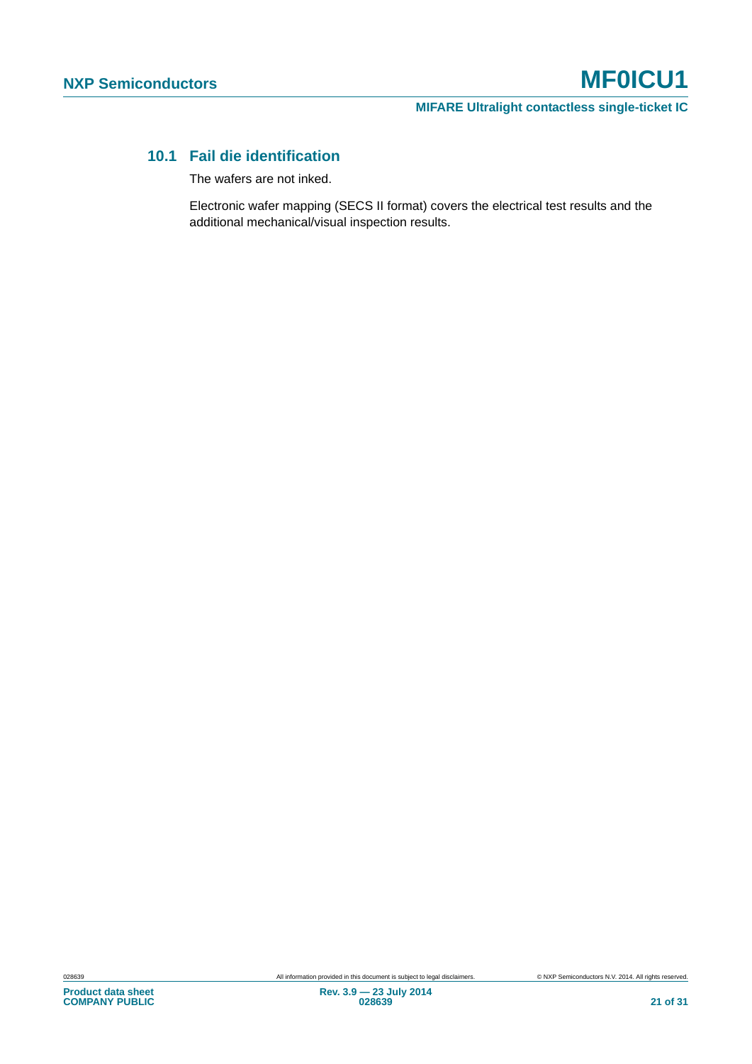## 10.1 Fail die identification

The wafers are not inked.

Electronic wafer mapping (SECS II format) covers the electrical test results and the additional mechanical/visual inspection results.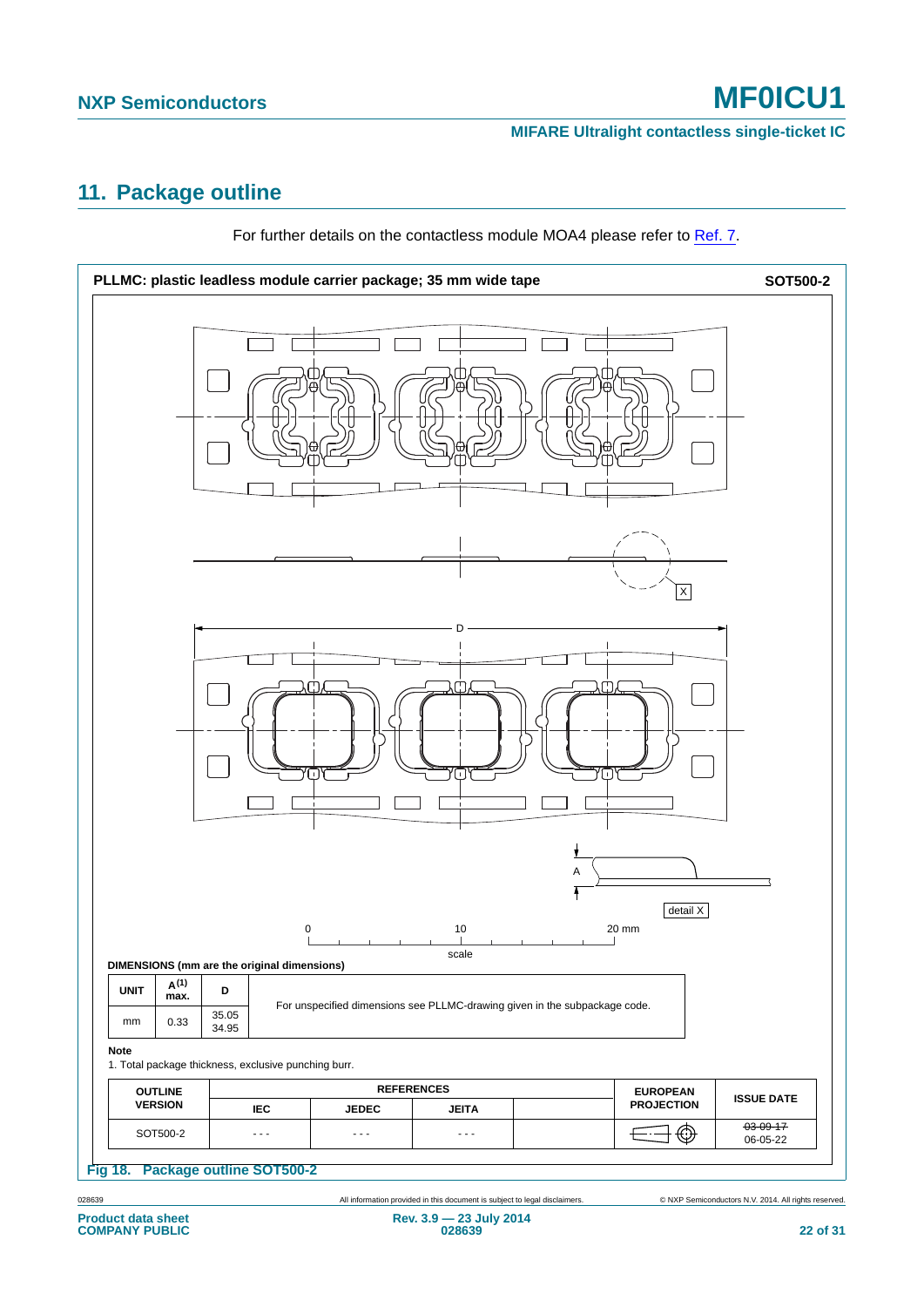## 11. Package outline

For further details on the contactless module MOA4 please refer to Ref. 7.

**PLLMC: plastic leadless module carrier package; 35 mm wide tape** **SOT500-2**

DIMENSIONS (mm are the original dimensions)

| UNIT | A[(1)] max. | D | |
|---|---|---|---|
| mm | 0.33 | 35.05 34.95 | For unspecified dimensions see PLLMC-drawing given in the subpackage code. |

**Note**

1. Total package thickness, exclusive punching burr.

| OUTLINE VERSION | REFERENCES | | | | EUROPEAN PROJECTION | ISSUE DATE |
|---|---|---|---|---|---|---|
| | IEC | JEDEC | JEITA | | | |
| SOT500-2 | - - - | - - - | - - - | | | ~~03-09-17~~ 06-05-22 |

**Fig 18. Package outline SOT500-2**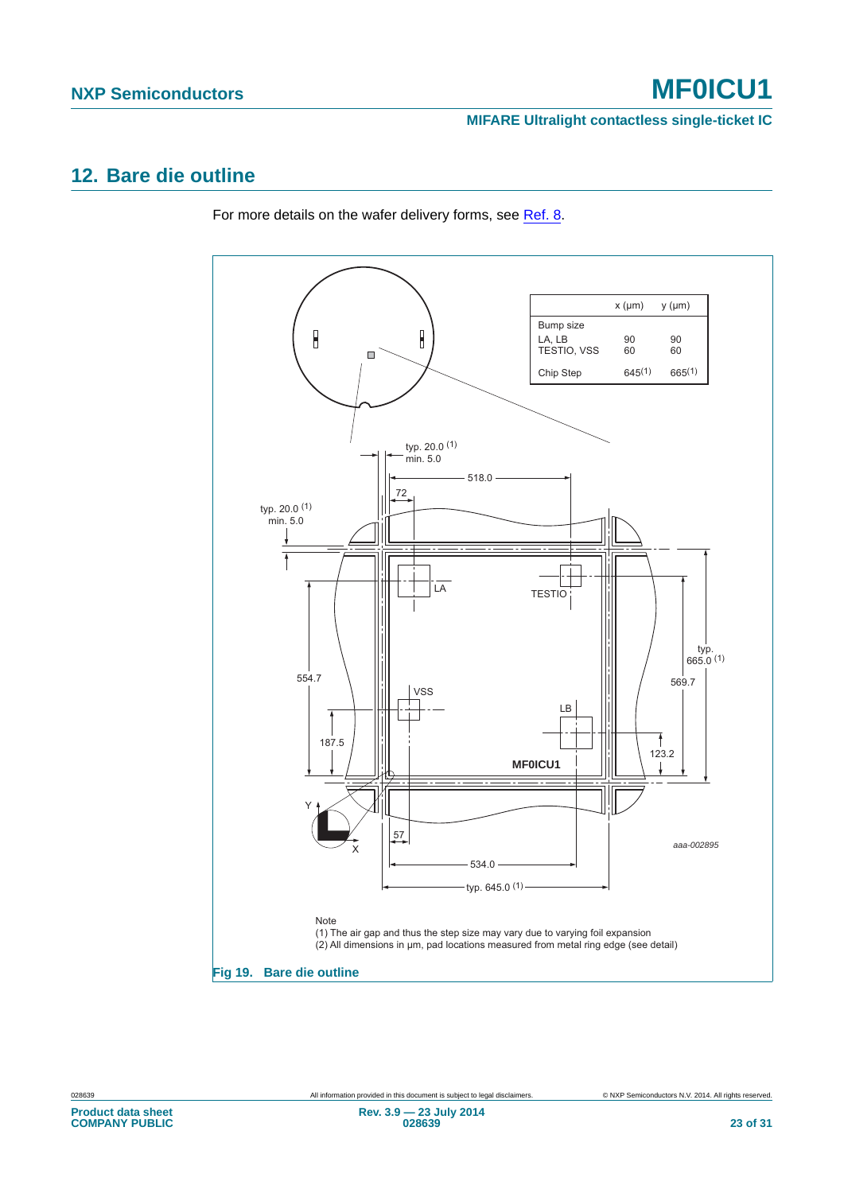## 12. Bare die outline

For more details on the wafer delivery forms, see Ref. 8.

|  | x (μm) | y (μm) |
|---|---|---|
| Bump size |  |  |
| LA, LB | 90 | 90 |
| TESTIO, VSS | 60 | 60 |
| Chip Step | 645[1] | 665[1] |

Note

(1) The air gap and thus the step size may vary due to varying foil expansion

(2) All dimensions in μm, pad locations measured from metal ring edge (see detail)

**Fig 19. Bare die outline**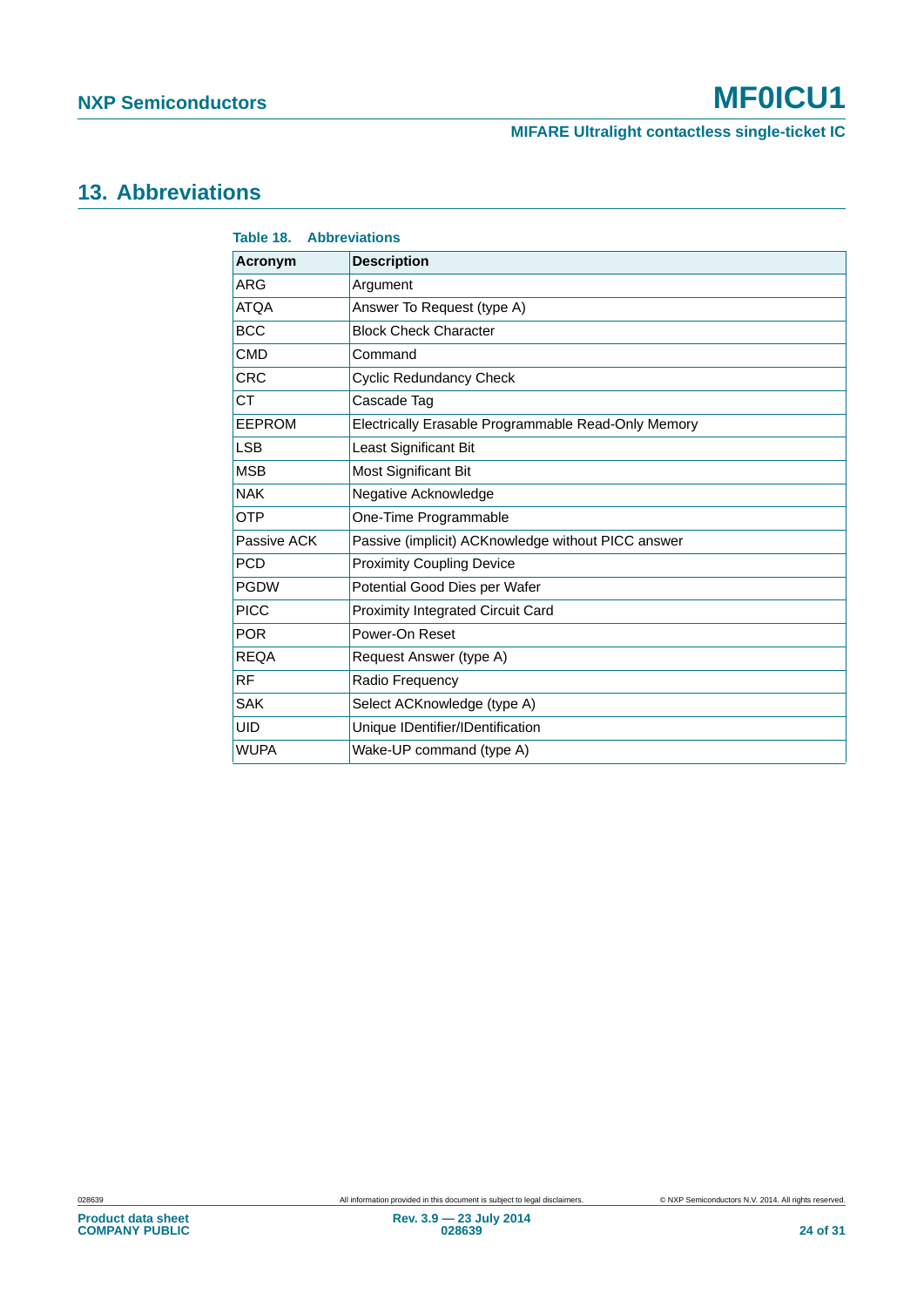## 13. Abbreviations

**Table 18. Abbreviations**

| Acronym | Description |
|---|---|
| ARG | Argument |
| ATQA | Answer To Request (type A) |
| BCC | Block Check Character |
| CMD | Command |
| CRC | Cyclic Redundancy Check |
| CT | Cascade Tag |
| EEPROM | Electrically Erasable Programmable Read-Only Memory |
| LSB | Least Significant Bit |
| MSB | Most Significant Bit |
| NAK | Negative Acknowledge |
| OTP | One-Time Programmable |
| Passive ACK | Passive (implicit) ACKnowledge without PICC answer |
| PCD | Proximity Coupling Device |
| PGDW | Potential Good Dies per Wafer |
| PICC | Proximity Integrated Circuit Card |
| POR | Power-On Reset |
| REQA | Request Answer (type A) |
| RF | Radio Frequency |
| SAK | Select ACKnowledge (type A) |
| UID | Unique IDentifier/IDentification |
| WUPA | Wake-UP command (type A) |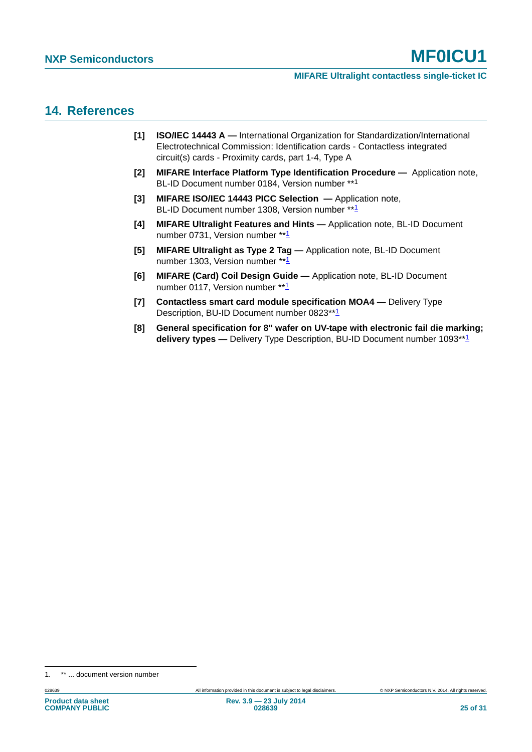## 14. References

[1] **ISO/IEC 14443 A —** International Organization for Standardization/International Electrotechnical Commission: Identification cards - Contactless integrated circuit(s) cards - Proximity cards, part 1-4, Type A

[2] **MIFARE Interface Platform Type Identification Procedure —** Application note, BL-ID Document number 0184, Version number **[1]

[3] **MIFARE ISO/IEC 14443 PICC Selection —** Application note, BL-ID Document number 1308, Version number **[1]

[4] **MIFARE Ultralight Features and Hints —** Application note, BL-ID Document number 0731, Version number **[1]

[5] **MIFARE Ultralight as Type 2 Tag —** Application note, BL-ID Document number 1303, Version number **[1]

[6] **MIFARE (Card) Coil Design Guide —** Application note, BL-ID Document number 0117, Version number **[1]

[7] **Contactless smart card module specification MOA4 —** Delivery Type Description, BU-ID Document number 0823**[1]

[8] **General specification for 8" wafer on UV-tape with electronic fail die marking; delivery types —** Delivery Type Description, BU-ID Document number 1093**[1]

1. ** ... document version number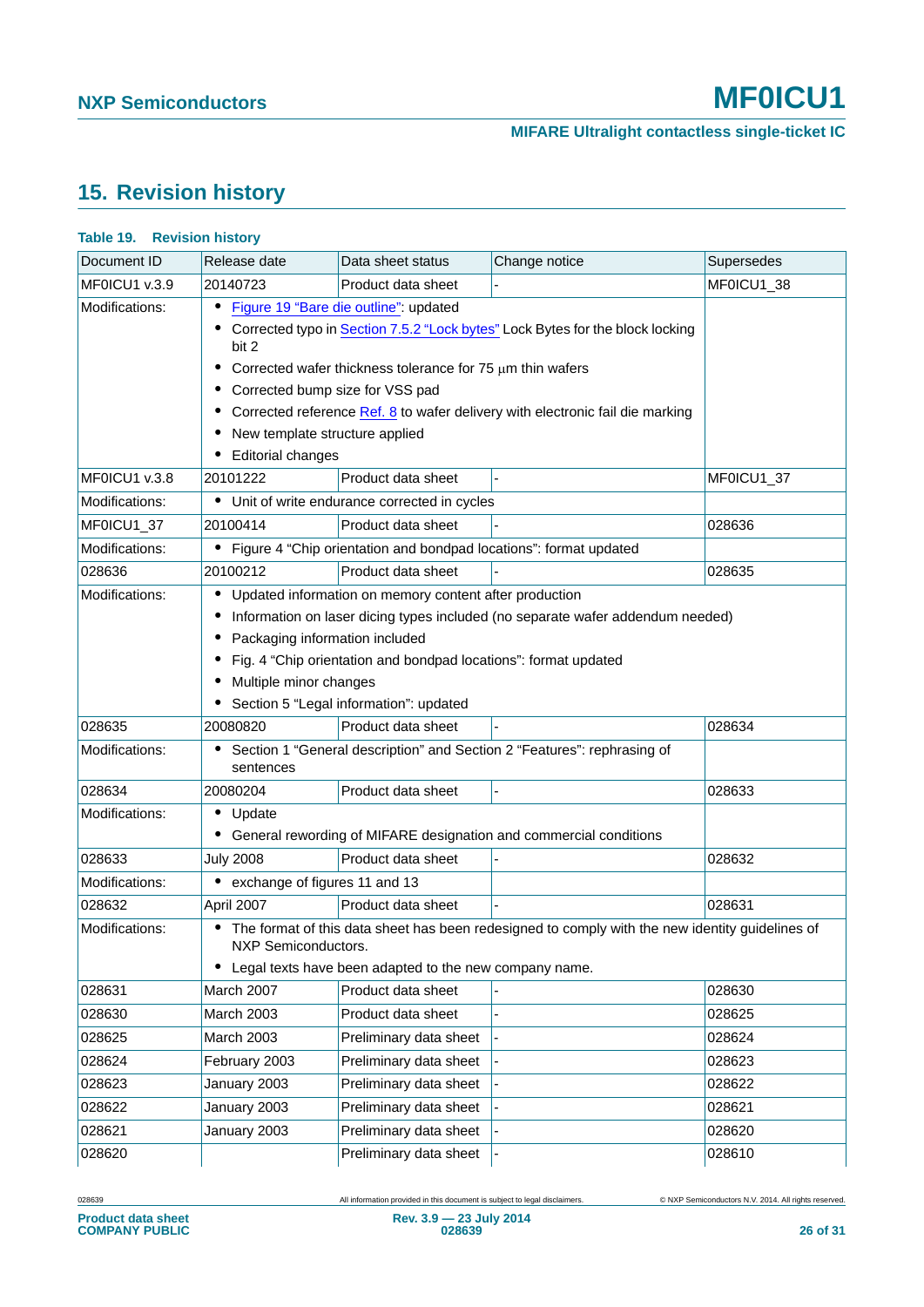## 15. Revision history

**Table 19. Revision history**

| Document ID | Release date | Data sheet status | Change notice | Supersedes |
|---|---|---|---|---|
| MF0ICU1 v.3.9 | 20140723 | Product data sheet | - | MF0ICU1_38 |
| Modifications: | • Figure 19 "Bare die outline": updated<br>• Corrected typo in Section 7.5.2 "Lock bytes" Lock Bytes for the block locking bit 2<br>• Corrected wafer thickness tolerance for 75 μm thin wafers<br>• Corrected bump size for VSS pad<br>• Corrected reference Ref. 8 to wafer delivery with electronic fail die marking<br>• New template structure applied<br>• Editorial changes | | | |
| MF0ICU1 v.3.8 | 20101222 | Product data sheet | - | MF0ICU1_37 |
| Modifications: | • Unit of write endurance corrected in cycles | | | |
| MF0ICU1_37 | 20100414 | Product data sheet | - | 028636 |
| Modifications: | • Figure 4 "Chip orientation and bondpad locations": format updated | | | |
| 028636 | 20100212 | Product data sheet | - | 028635 |
| Modifications: | • Updated information on memory content after production<br>• Information on laser dicing types included (no separate wafer addendum needed)<br>• Packaging information included<br>• Fig. 4 "Chip orientation and bondpad locations": format updated<br>• Multiple minor changes<br>• Section 5 "Legal information": updated | | | |
| 028635 | 20080820 | Product data sheet | - | 028634 |
| Modifications: | • Section 1 "General description" and Section 2 "Features": rephrasing of sentences | | | |
| 028634 | 20080204 | Product data sheet | - | 028633 |
| Modifications: | • Update<br>• General rewording of MIFARE designation and commercial conditions | | | |
| 028633 | July 2008 | Product data sheet | - | 028632 |
| Modifications: | • exchange of figures 11 and 13 | | | |
| 028632 | April 2007 | Product data sheet | - | 028631 |
| Modifications: | • The format of this data sheet has been redesigned to comply with the new identity guidelines of NXP Semiconductors.<br>• Legal texts have been adapted to the new company name. | | | |
| 028631 | March 2007 | Product data sheet | - | 028630 |
| 028630 | March 2003 | Product data sheet | - | 028625 |
| 028625 | March 2003 | Preliminary data sheet | - | 028624 |
| 028624 | February 2003 | Preliminary data sheet | - | 028623 |
| 028623 | January 2003 | Preliminary data sheet | - | 028622 |
| 028622 | January 2003 | Preliminary data sheet | - | 028621 |
| 028621 | January 2003 | Preliminary data sheet | - | 028620 |
| 028620 | | Preliminary data sheet | - | 028610 |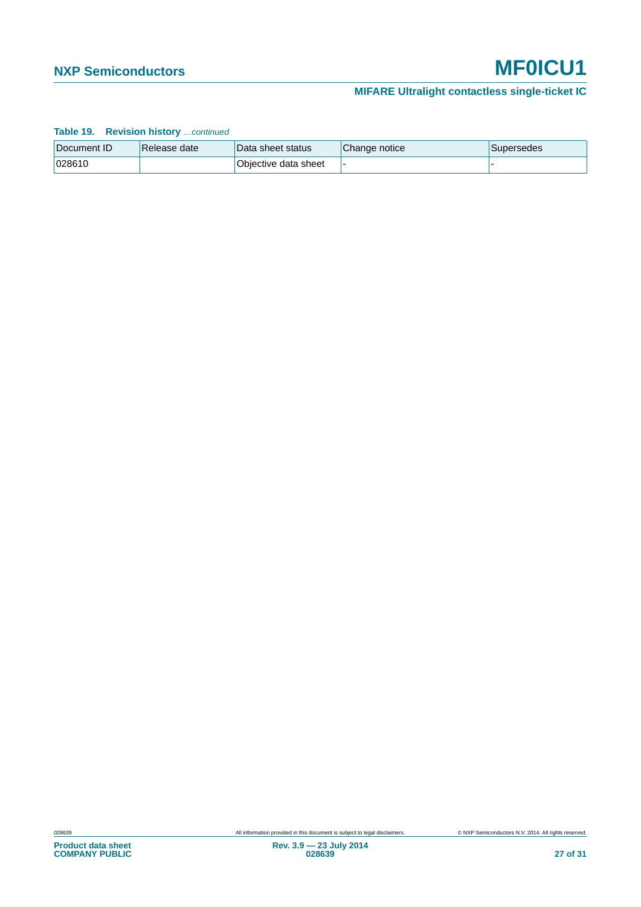**Table 19. Revision history** *...continued*

| Document ID | Release date | Data sheet status | Change notice | Supersedes |
|---|---|---|---|---|
| 028610 | | Objective data sheet | - | - |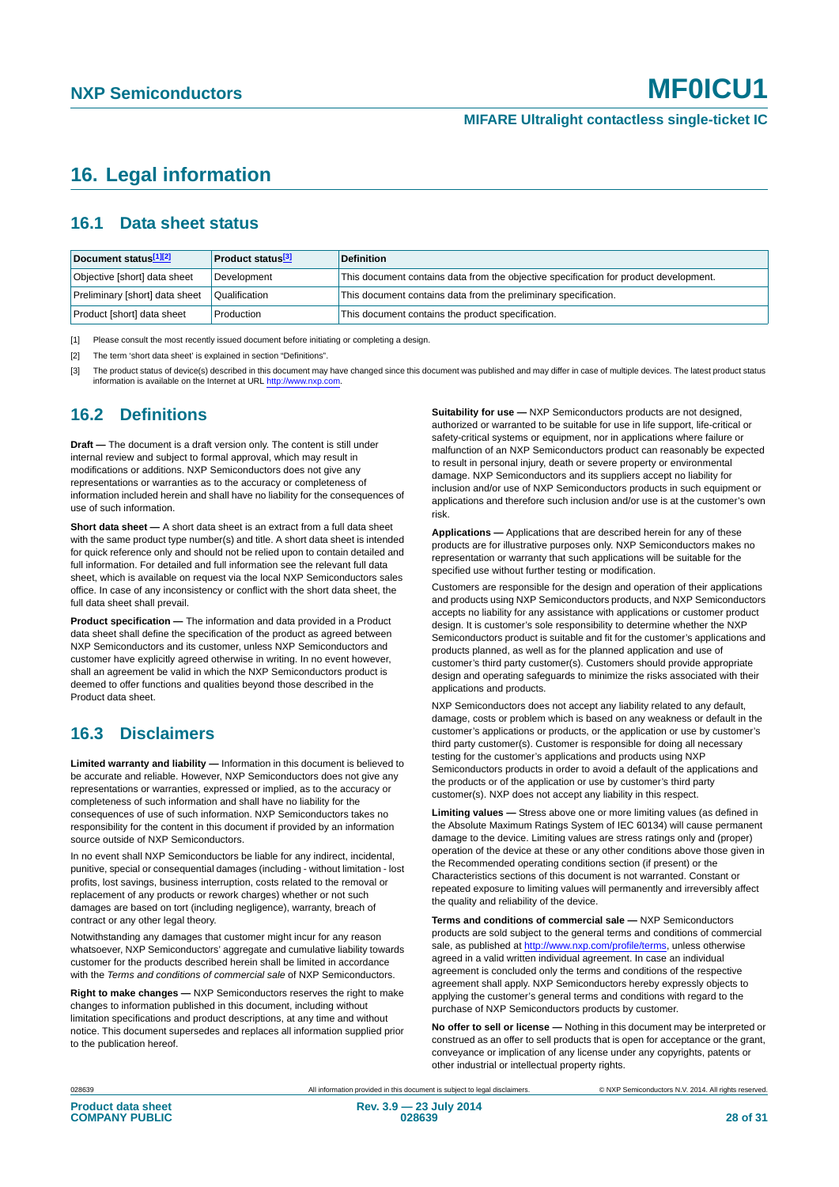# 16. Legal information

## 16.1 Data sheet status

| Document status[1][2] | Product status[3] | Definition |
|---|---|---|
| Objective [short] data sheet | Development | This document contains data from the objective specification for product development. |
| Preliminary [short] data sheet | Qualification | This document contains data from the preliminary specification. |
| Product [short] data sheet | Production | This document contains the product specification. |

[1] Please consult the most recently issued document before initiating or completing a design.

[2] The term 'short data sheet' is explained in section "Definitions".

[3] The product status of device(s) described in this document may have changed since this document was published and may differ in case of multiple devices. The latest product status information is available on the Internet at URL http://www.nxp.com.

## 16.2 Definitions

**Draft —** The document is a draft version only. The content is still under internal review and subject to formal approval, which may result in modifications or additions. NXP Semiconductors does not give any representations or warranties as to the accuracy or completeness of information included herein and shall have no liability for the consequences of use of such information.

**Short data sheet —** A short data sheet is an extract from a full data sheet with the same product type number(s) and title. A short data sheet is intended for quick reference only and should not be relied upon to contain detailed and full information. For detailed and full information see the relevant full data sheet, which is available on request via the local NXP Semiconductors sales office. In case of any inconsistency or conflict with the short data sheet, the full data sheet shall prevail.

**Product specification —** The information and data provided in a Product data sheet shall define the specification of the product as agreed between NXP Semiconductors and its customer, unless NXP Semiconductors and customer have explicitly agreed otherwise in writing. In no event however, shall an agreement be valid in which the NXP Semiconductors product is deemed to offer functions and qualities beyond those described in the Product data sheet.

## 16.3 Disclaimers

**Limited warranty and liability —** Information in this document is believed to be accurate and reliable. However, NXP Semiconductors does not give any representations or warranties, expressed or implied, as to the accuracy or completeness of such information and shall have no liability for the consequences of use of such information. NXP Semiconductors takes no responsibility for the content in this document if provided by an information source outside of NXP Semiconductors.

In no event shall NXP Semiconductors be liable for any indirect, incidental, punitive, special or consequential damages (including - without limitation - lost profits, lost savings, business interruption, costs related to the removal or replacement of any products or rework charges) whether or not such damages are based on tort (including negligence), warranty, breach of contract or any other legal theory.

Notwithstanding any damages that customer might incur for any reason whatsoever, NXP Semiconductors' aggregate and cumulative liability towards customer for the products described herein shall be limited in accordance with the *Terms and conditions of commercial sale* of NXP Semiconductors.

**Right to make changes —** NXP Semiconductors reserves the right to make changes to information published in this document, including without limitation specifications and product descriptions, at any time and without notice. This document supersedes and replaces all information supplied prior to the publication hereof.

**Suitability for use —** NXP Semiconductors products are not designed, authorized or warranted to be suitable for use in life support, life-critical or safety-critical systems or equipment, nor in applications where failure or malfunction of an NXP Semiconductors product can reasonably be expected to result in personal injury, death or severe property or environmental damage. NXP Semiconductors and its suppliers accept no liability for inclusion and/or use of NXP Semiconductors products in such equipment or applications and therefore such inclusion and/or use is at the customer's own risk.

**Applications —** Applications that are described herein for any of these products are for illustrative purposes only. NXP Semiconductors makes no representation or warranty that such applications will be suitable for the specified use without further testing or modification.

Customers are responsible for the design and operation of their applications and products using NXP Semiconductors products, and NXP Semiconductors accepts no liability for any assistance with applications or customer product design. It is customer's sole responsibility to determine whether the NXP Semiconductors product is suitable and fit for the customer's applications and products planned, as well as for the planned application and use of customer's third party customer(s). Customers should provide appropriate design and operating safeguards to minimize the risks associated with their applications and products.

NXP Semiconductors does not accept any liability related to any default, damage, costs or problem which is based on any weakness or default in the customer's applications or products, or the application or use by customer's third party customer(s). Customer is responsible for doing all necessary testing for the customer's applications and products using NXP Semiconductors products in order to avoid a default of the applications and the products or of the application or use by customer's third party customer(s). NXP does not accept any liability in this respect.

**Limiting values —** Stress above one or more limiting values (as defined in the Absolute Maximum Ratings System of IEC 60134) will cause permanent damage to the device. Limiting values are stress ratings only and (proper) operation of the device at these or any other conditions above those given in the Recommended operating conditions section (if present) or the Characteristics sections of this document is not warranted. Constant or repeated exposure to limiting values will permanently and irreversibly affect the quality and reliability of the device.

**Terms and conditions of commercial sale —** NXP Semiconductors products are sold subject to the general terms and conditions of commercial sale, as published at http://www.nxp.com/profile/terms, unless otherwise agreed in a valid written individual agreement. In case an individual agreement is concluded only the terms and conditions of the respective agreement shall apply. NXP Semiconductors hereby expressly objects to applying the customer's general terms and conditions with regard to the purchase of NXP Semiconductors products by customer.

**No offer to sell or license —** Nothing in this document may be interpreted or construed as an offer to sell products that is open for acceptance or the grant, conveyance or implication of any license under any copyrights, patents or other industrial or intellectual property rights.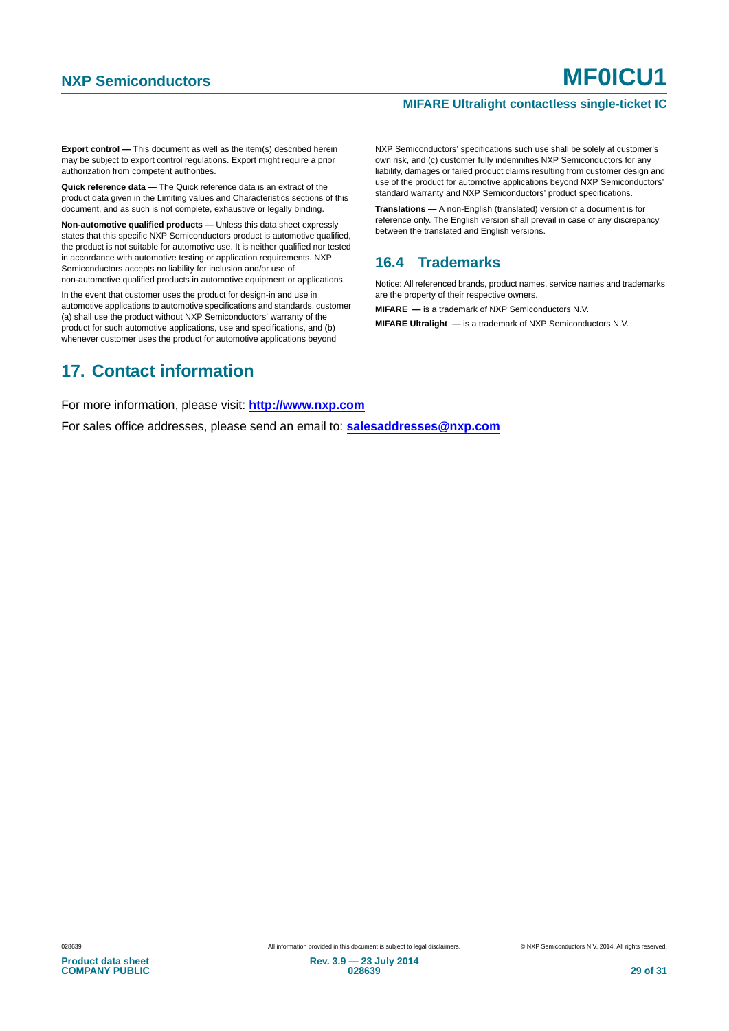**Export control —** This document as well as the item(s) described herein may be subject to export control regulations. Export might require a prior authorization from competent authorities.

**Quick reference data —** The Quick reference data is an extract of the product data given in the Limiting values and Characteristics sections of this document, and as such is not complete, exhaustive or legally binding.

**Non-automotive qualified products —** Unless this data sheet expressly states that this specific NXP Semiconductors product is automotive qualified, the product is not suitable for automotive use. It is neither qualified nor tested in accordance with automotive testing or application requirements. NXP Semiconductors accepts no liability for inclusion and/or use of non-automotive qualified products in automotive equipment or applications.

In the event that customer uses the product for design-in and use in automotive applications to automotive specifications and standards, customer (a) shall use the product without NXP Semiconductors' warranty of the product for such automotive applications, use and specifications, and (b) whenever customer uses the product for automotive applications beyond NXP Semiconductors' specifications such use shall be solely at customer's own risk, and (c) customer fully indemnifies NXP Semiconductors for any liability, damages or failed product claims resulting from customer design and use of the product for automotive applications beyond NXP Semiconductors' standard warranty and NXP Semiconductors' product specifications.

**Translations —** A non-English (translated) version of a document is for reference only. The English version shall prevail in case of any discrepancy between the translated and English versions.

### 16.4 Trademarks

Notice: All referenced brands, product names, service names and trademarks are the property of their respective owners.

**MIFARE —** is a trademark of NXP Semiconductors N.V.

**MIFARE Ultralight —** is a trademark of NXP Semiconductors N.V.

## 17. Contact information

For more information, please visit: **http://www.nxp.com**

For sales office addresses, please send an email to: **salesaddresses@nxp.com**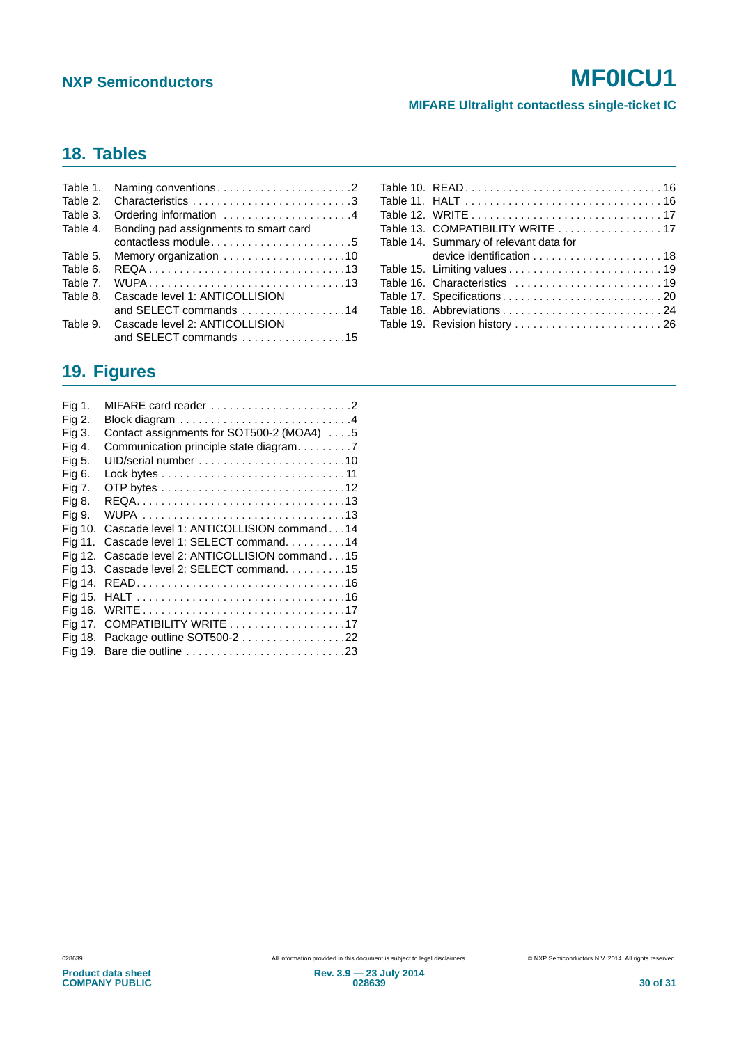## 18. Tables

Table 1. Naming conventions . . . . . . . . . . . . . . . . . . . . . .2
Table 2. Characteristics . . . . . . . . . . . . . . . . . . . . . . . . . .3
Table 3. Ordering information . . . . . . . . . . . . . . . . . . . .4
Table 4. Bonding pad assignments to smart card contactless module. . . . . . . . . . . . . . . . . . . . . . .5
Table 5. Memory organization . . . . . . . . . . . . . . . . . . .10
Table 6. REQA . . . . . . . . . . . . . . . . . . . . . . . . . . . . . . .13
Table 7. WUPA. . . . . . . . . . . . . . . . . . . . . . . . . . . . . . .13
Table 8. Cascade level 1: ANTICOLLISION and SELECT commands . . . . . . . . . . . . . . . . .14
Table 9. Cascade level 2: ANTICOLLISION and SELECT commands . . . . . . . . . . . . . . . . .15
Table 10. READ. . . . . . . . . . . . . . . . . . . . . . . . . . . . . . . . 16
Table 11. HALT . . . . . . . . . . . . . . . . . . . . . . . . . . . . . . . 16
Table 12. WRITE . . . . . . . . . . . . . . . . . . . . . . . . . . . . . . 17
Table 13. COMPATIBILITY WRITE . . . . . . . . . . . . . . . . . 17
Table 14. Summary of relevant data for device identification . . . . . . . . . . . . . . . . . . . . . 18
Table 15. Limiting values . . . . . . . . . . . . . . . . . . . . . . . . . 19
Table 16. Characteristics . . . . . . . . . . . . . . . . . . . . . . . . 19
Table 17. Specifications. . . . . . . . . . . . . . . . . . . . . . . . . . 20
Table 18. Abbreviations . . . . . . . . . . . . . . . . . . . . . . . . . . 24
Table 19. Revision history . . . . . . . . . . . . . . . . . . . . . . . . 26

## 19. Figures

Fig 1. MIFARE card reader . . . . . . . . . . . . . . . . . . . . . . .2
Fig 2. Block diagram . . . . . . . . . . . . . . . . . . . . . . . . . . .4
Fig 3. Contact assignments for SOT500-2 (MOA4) . . . .5
Fig 4. Communication principle state diagram. . . . . . . . .7
Fig 5. UID/serial number . . . . . . . . . . . . . . . . . . . . . . . .10
Fig 6. Lock bytes . . . . . . . . . . . . . . . . . . . . . . . . . . . . . .11
Fig 7. OTP bytes . . . . . . . . . . . . . . . . . . . . . . . . . . . . .12
Fig 8. REQA. . . . . . . . . . . . . . . . . . . . . . . . . . . . . . . . .13
Fig 9. WUPA . . . . . . . . . . . . . . . . . . . . . . . . . . . . . . . .13
Fig 10. Cascade level 1: ANTICOLLISION command . . .14
Fig 11. Cascade level 1: SELECT command. . . . . . . . . .14
Fig 12. Cascade level 2: ANTICOLLISION command . . .15
Fig 13. Cascade level 2: SELECT command. . . . . . . . . .15
Fig 14. READ. . . . . . . . . . . . . . . . . . . . . . . . . . . . . . . . .16
Fig 15. HALT . . . . . . . . . . . . . . . . . . . . . . . . . . . . . . . . .16
Fig 16. WRITE . . . . . . . . . . . . . . . . . . . . . . . . . . . . . . . .17
Fig 17. COMPATIBILITY WRITE . . . . . . . . . . . . . . . . . . .17
Fig 18. Package outline SOT500-2 . . . . . . . . . . . . . . . . .22
Fig 19. Bare die outline . . . . . . . . . . . . . . . . . . . . . . . . .23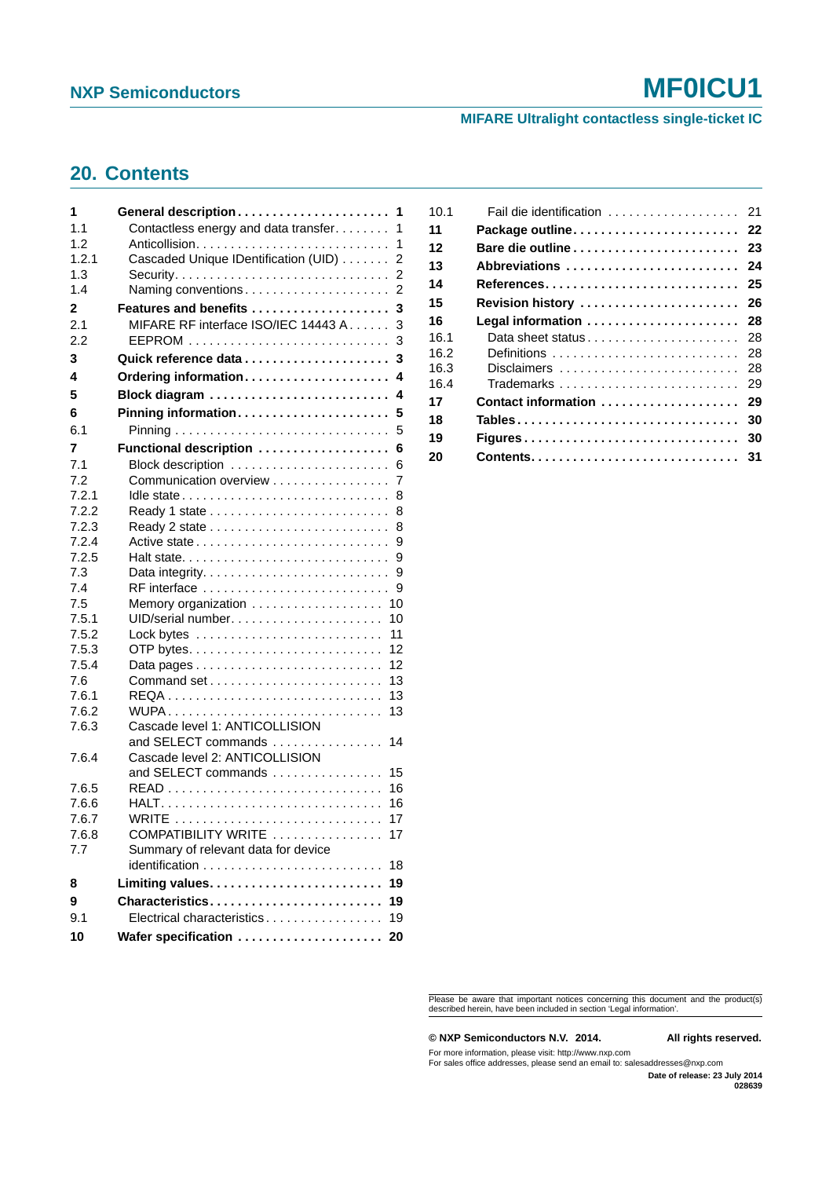## 20. Contents

| | | |
|---|---|---|
| **1** | **General description** | **1** |
| 1.1 | Contactless energy and data transfer | 1 |
| 1.2 | Anticollision | 1 |
| 1.2.1 | Cascaded Unique IDentification (UID) | 2 |
| 1.3 | Security | 2 |
| 1.4 | Naming conventions | 2 |
| **2** | **Features and benefits** | **3** |
| 2.1 | MIFARE RF interface ISO/IEC 14443 A | 3 |
| 2.2 | EEPROM | 3 |
| **3** | **Quick reference data** | **3** |
| **4** | **Ordering information** | **4** |
| **5** | **Block diagram** | **4** |
| **6** | **Pinning information** | **5** |
| 6.1 | Pinning | 5 |
| **7** | **Functional description** | **6** |
| 7.1 | Block description | 6 |
| 7.2 | Communication overview | 7 |
| 7.2.1 | Idle state | 8 |
| 7.2.2 | Ready 1 state | 8 |
| 7.2.3 | Ready 2 state | 8 |
| 7.2.4 | Active state | 9 |
| 7.2.5 | Halt state | 9 |
| 7.3 | Data integrity | 9 |
| 7.4 | RF interface | 9 |
| 7.5 | Memory organization | 10 |
| 7.5.1 | UID/serial number | 10 |
| 7.5.2 | Lock bytes | 11 |
| 7.5.3 | OTP bytes | 12 |
| 7.5.4 | Data pages | 12 |
| 7.6 | Command set | 13 |
| 7.6.1 | REQA | 13 |
| 7.6.2 | WUPA | 13 |
| 7.6.3 | Cascade level 1: ANTICOLLISION and SELECT commands | 14 |
| 7.6.4 | Cascade level 2: ANTICOLLISION and SELECT commands | 15 |
| 7.6.5 | READ | 16 |
| 7.6.6 | HALT | 16 |
| 7.6.7 | WRITE | 17 |
| 7.6.8 | COMPATIBILITY WRITE | 17 |
| 7.7 | Summary of relevant data for device identification | 18 |
| **8** | **Limiting values** | **19** |
| **9** | **Characteristics** | **19** |
| 9.1 | Electrical characteristics | 19 |
| **10** | **Wafer specification** | **20** |
| 10.1 | Fail die identification | 21 |
| **11** | **Package outline** | **22** |
| **12** | **Bare die outline** | **23** |
| **13** | **Abbreviations** | **24** |
| **14** | **References** | **25** |
| **15** | **Revision history** | **26** |
| **16** | **Legal information** | **28** |
| 16.1 | Data sheet status | 28 |
| 16.2 | Definitions | 28 |
| 16.3 | Disclaimers | 28 |
| 16.4 | Trademarks | 29 |
| **17** | **Contact information** | **29** |
| **18** | **Tables** | **30** |
| **19** | **Figures** | **30** |
| **20** | **Contents** | **31** |

Please be aware that important notices concerning this document and the product(s) described herein, have been included in section 'Legal information'.

**© NXP Semiconductors N.V. 2014. All rights reserved.**

For more information, please visit: http://www.nxp.com
For sales office addresses, please send an email to: salesaddresses@nxp.com

**Date of release: 23 July 2014**
**028639**